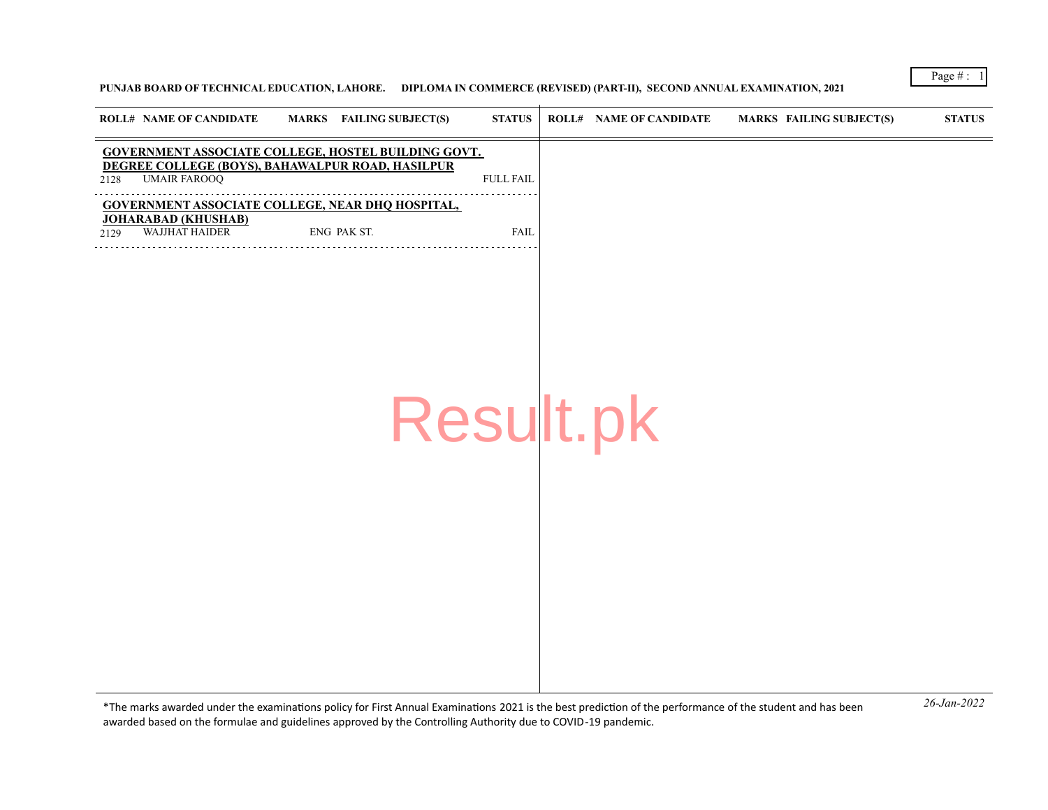**PUNJAB BOARD OF TECHNICAL EDUCATION, LAHORE. DIPLOMA IN COMMERCE (REVISED) (PART-II), SECOND ANNUAL EXAMINATION, 2021**

| ROLL# | NAME OF CANDIDATE | MARKS | FAILING SUBJECT(S) | STATUS |
|---|---|---|---|---|
| **GOVERNMENT ASSOCIATE COLLEGE, HOSTEL BUILDING GOVT. DEGREE COLLEGE (BOYS), BAHAWALPUR ROAD, HASILPUR** | | | | |
| 2128 | UMAIR FAROOQ | | | FULL FAIL |
| **GOVERNMENT ASSOCIATE COLLEGE, NEAR DHQ HOSPITAL, JOHARABAD (KHUSHAB)** | | | | |
| 2129 | WAJJHAT HAIDER | | ENG PAK ST. | FAIL |

*The marks awarded under the examinations policy for First Annual Examinations 2021 is the best prediction of the performance of the student and has been awarded based on the formulae and guidelines approved by the Controlling Authority due to COVID-19 pandemic.

*26-Jan-2022*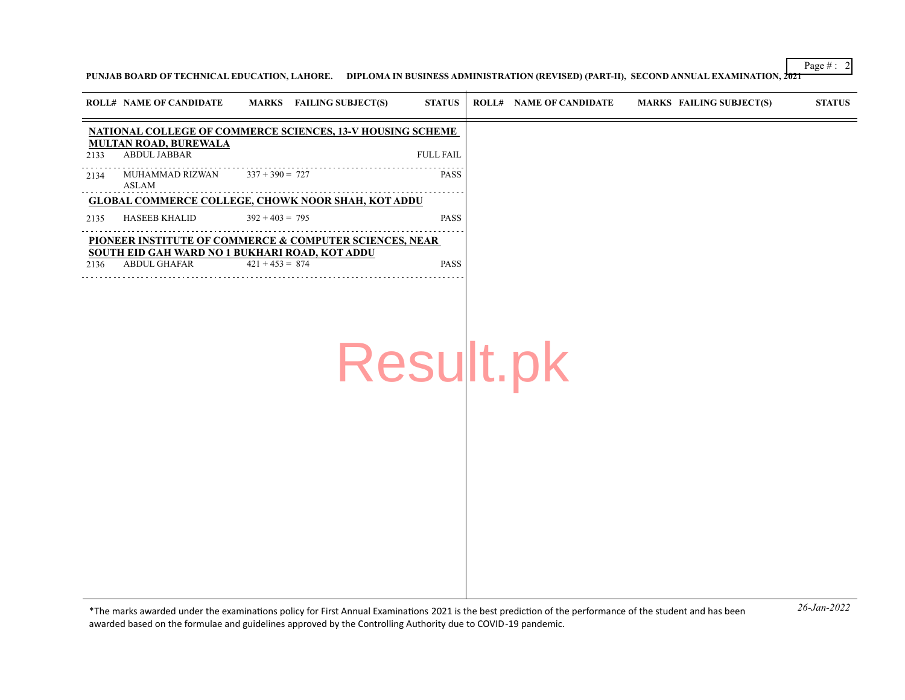| ROLL# | NAME OF CANDIDATE | MARKS | FAILING SUBJECT(S) | STATUS |
|---|---|---|---|---|
| **NATIONAL COLLEGE OF COMMERCE SCIENCES, 13-V HOUSING SCHEME MULTAN ROAD, BUREWALA** | | | | |
| 2133 | ABDUL JABBAR | | | FULL FAIL |
| 2134 | MUHAMMAD RIZWAN ASLAM | 337 + 390 = 727 | | PASS |
| **GLOBAL COMMERCE COLLEGE, CHOWK NOOR SHAH, KOT ADDU** | | | | |
| 2135 | HASEEB KHALID | 392 + 403 = 795 | | PASS |
| **PIONEER INSTITUTE OF COMMERCE & COMPUTER SCIENCES, NEAR SOUTH EID GAH WARD NO 1 BUKHARI ROAD, KOT ADDU** | | | | |
| 2136 | ABDUL GHAFAR | 421 + 453 = 874 | | PASS |

*The marks awarded under the examinations policy for First Annual Examinations 2021 is the best prediction of the performance of the student and has been awarded based on the formulae and guidelines approved by the Controlling Authority due to COVID-19 pandemic.

*26-Jan-2022*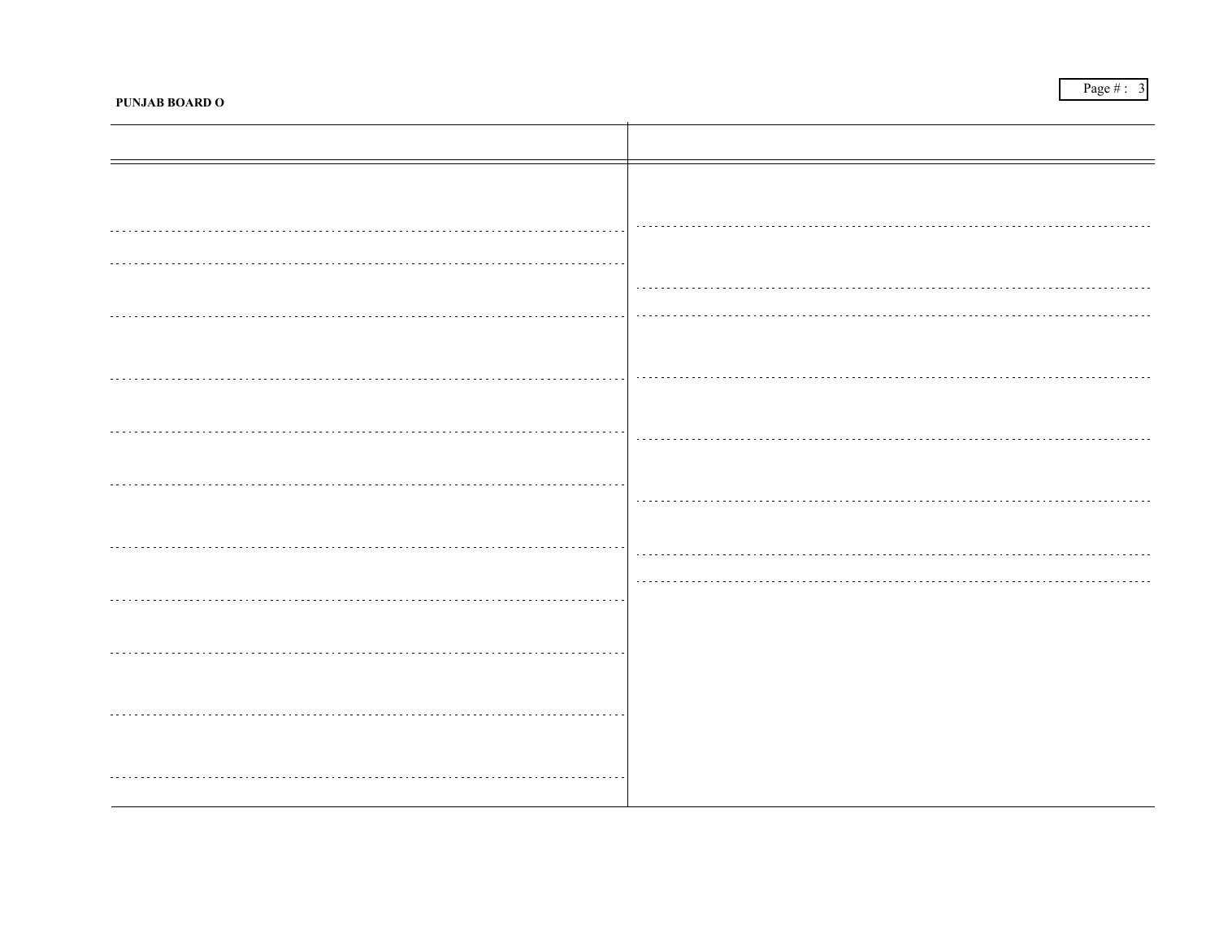**PUNJAB BOARD O**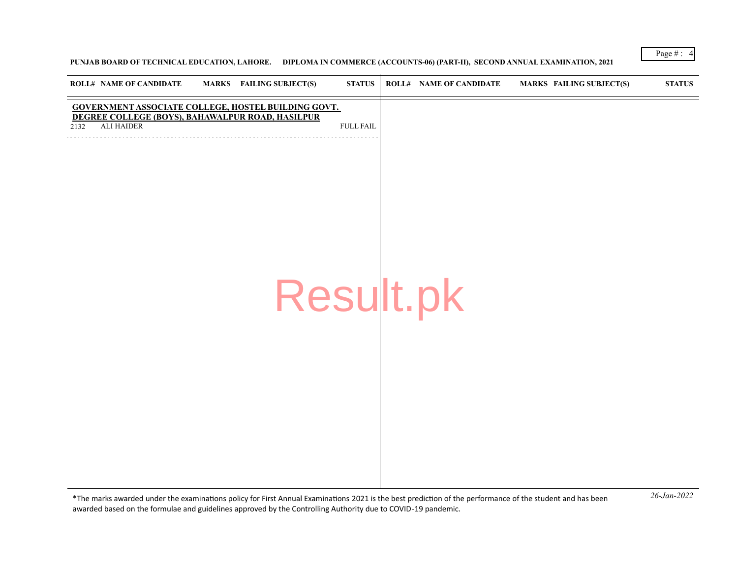PUNJAB BOARD OF TECHNICAL EDUCATION, LAHORE. DIPLOMA IN COMMERCE (ACCOUNTS-06) (PART-II), SECOND ANNUAL EXAMINATION, 2021

| ROLL# | NAME OF CANDIDATE | MARKS | FAILING SUBJECT(S) | STATUS |
|---|---|---|---|---|
| **GOVERNMENT ASSOCIATE COLLEGE, HOSTEL BUILDING GOVT. DEGREE COLLEGE (BOYS), BAHAWALPUR ROAD, HASILPUR** | | | | |
| 2132 | ALI HAIDER | | | FULL FAIL |

*The marks awarded under the examinations policy for First Annual Examinations 2021 is the best prediction of the performance of the student and has been awarded based on the formulae and guidelines approved by the Controlling Authority due to COVID-19 pandemic.

*26-Jan-2022*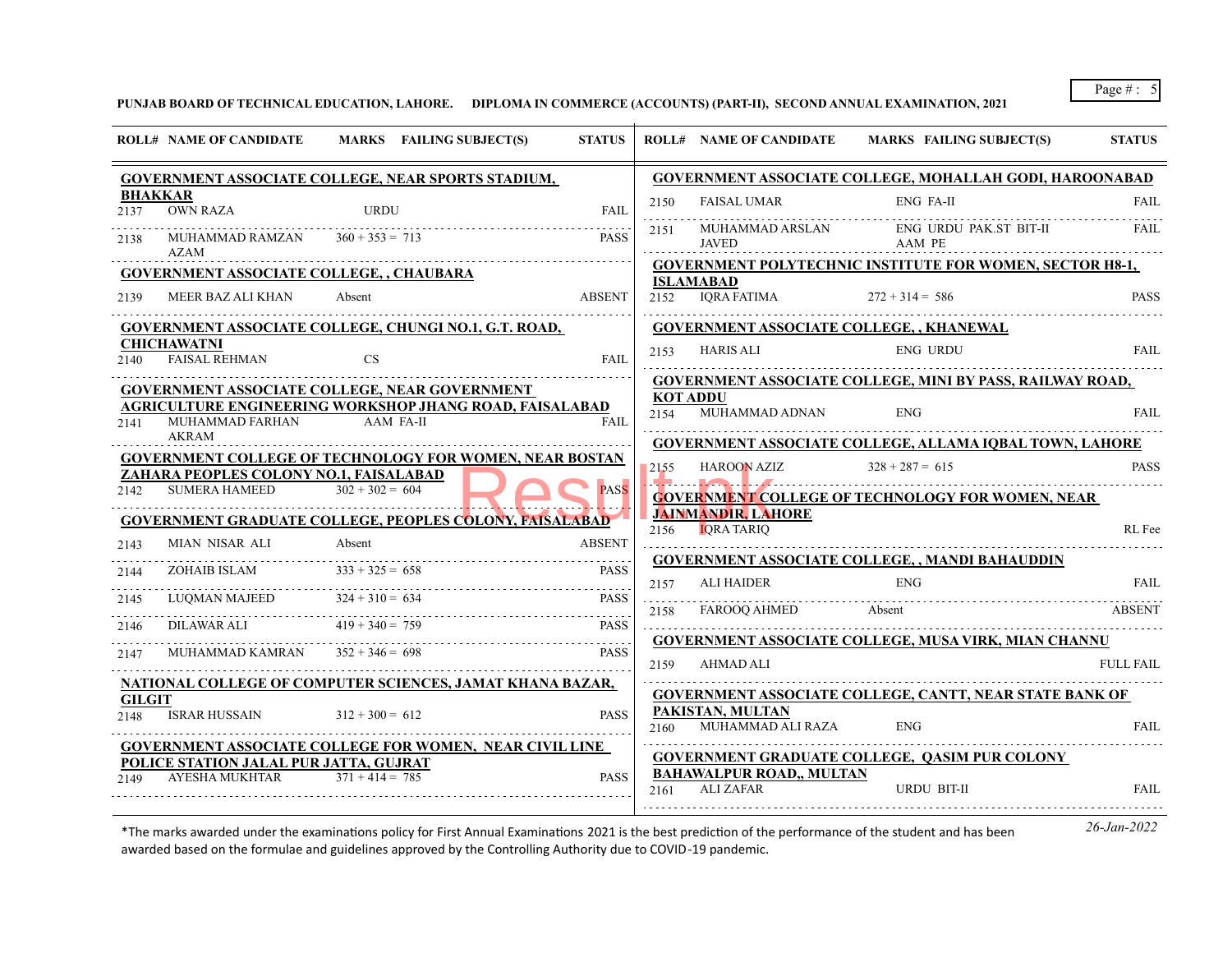PUNJAB BOARD OF TECHNICAL EDUCATION, LAHORE. DIPLOMA IN COMMERCE (ACCOUNTS) (PART-II), SECOND ANNUAL EXAMINATION, 2021

| ROLL# | NAME OF CANDIDATE | MARKS | FAILING SUBJECT(S) | STATUS |
|---|---|---|---|---|
| **GOVERNMENT ASSOCIATE COLLEGE, NEAR SPORTS STADIUM, BHAKKAR** | | | | |
| 2137 | OWN RAZA | | URDU | FAIL |
| 2138 | MUHAMMAD RAMZAN AZAM | 360 + 353 = 713 | | PASS |
| **GOVERNMENT ASSOCIATE COLLEGE, , CHAUBARA** | | | | |
| 2139 | MEER BAZ ALI KHAN | Absent | | ABSENT |
| **GOVERNMENT ASSOCIATE COLLEGE, CHUNGI NO.1, G.T. ROAD, CHICHAWATNI** | | | | |
| 2140 | FAISAL REHMAN | | CS | FAIL |
| **GOVERNMENT ASSOCIATE COLLEGE, NEAR GOVERNMENT AGRICULTURE ENGINEERING WORKSHOP JHANG ROAD, FAISALABAD** | | | | |
| 2141 | MUHAMMAD FARHAN AKRAM | | AAM FA-II | FAIL |
| **GOVERNMENT COLLEGE OF TECHNOLOGY FOR WOMEN, NEAR BOSTAN ZAHARA PEOPLES COLONY NO.1, FAISALABAD** | | | | |
| 2142 | SUMERA HAMEED | 302 + 302 = 604 | | PASS |
| **GOVERNMENT GRADUATE COLLEGE, PEOPLES COLONY, FAISALABAD** | | | | |
| 2143 | MIAN NISAR ALI | Absent | | ABSENT |
| 2144 | ZOHAIB ISLAM | 333 + 325 = 658 | | PASS |
| 2145 | LUQMAN MAJEED | 324 + 310 = 634 | | PASS |
| 2146 | DILAWAR ALI | 419 + 340 = 759 | | PASS |
| 2147 | MUHAMMAD KAMRAN | 352 + 346 = 698 | | PASS |
| **NATIONAL COLLEGE OF COMPUTER SCIENCES, JAMAT KHANA BAZAR, GILGIT** | | | | |
| 2148 | ISRAR HUSSAIN | 312 + 300 = 612 | | PASS |
| **GOVERNMENT ASSOCIATE COLLEGE FOR WOMEN, NEAR CIVIL LINE POLICE STATION JALAL PUR JATTA, GUJRAT** | | | | |
| 2149 | AYESHA MUKHTAR | 371 + 414 = 785 | | PASS |
| **GOVERNMENT ASSOCIATE COLLEGE, MOHALLAH GODI, HAROONABAD** | | | | |
| 2150 | FAISAL UMAR | | ENG FA-II | FAIL |
| 2151 | MUHAMMAD ARSLAN JAVED | | ENG URDU PAK.ST BIT-II AAM PE | FAIL |
| **GOVERNMENT POLYTECHNIC INSTITUTE FOR WOMEN, SECTOR H8-1, ISLAMABAD** | | | | |
| 2152 | IQRA FATIMA | 272 + 314 = 586 | | PASS |
| **GOVERNMENT ASSOCIATE COLLEGE, , KHANEWAL** | | | | |
| 2153 | HARIS ALI | | ENG URDU | FAIL |
| **GOVERNMENT ASSOCIATE COLLEGE, MINI BY PASS, RAILWAY ROAD, KOT ADDU** | | | | |
| 2154 | MUHAMMAD ADNAN | | ENG | FAIL |
| **GOVERNMENT ASSOCIATE COLLEGE, ALLAMA IQBAL TOWN, LAHORE** | | | | |
| 2155 | HAROON AZIZ | 328 + 287 = 615 | | PASS |
| **GOVERNMENT COLLEGE OF TECHNOLOGY FOR WOMEN, NEAR JAIN MANDIR, LAHORE** | | | | |
| 2156 | IQRA TARIQ | | | RL Fee |
| **GOVERNMENT ASSOCIATE COLLEGE, , MANDI BAHAUDDIN** | | | | |
| 2157 | ALI HAIDER | | ENG | FAIL |
| 2158 | FAROOQ AHMED | Absent | | ABSENT |
| **GOVERNMENT ASSOCIATE COLLEGE, MUSA VIRK, MIAN CHANNU** | | | | |
| 2159 | AHMAD ALI | | | FULL FAIL |
| **GOVERNMENT ASSOCIATE COLLEGE, CANTT, NEAR STATE BANK OF PAKISTAN, MULTAN** | | | | |
| 2160 | MUHAMMAD ALI RAZA | | ENG | FAIL |
| **GOVERNMENT GRADUATE COLLEGE, QASIM PUR COLONY BAHAWALPUR ROAD,, MULTAN** | | | | |
| 2161 | ALI ZAFAR | | URDU BIT-II | FAIL |

*The marks awarded under the examinations policy for First Annual Examinations 2021 is the best prediction of the performance of the student and has been awarded based on the formulae and guidelines approved by the Controlling Authority due to COVID-19 pandemic.

*26-Jan-2022*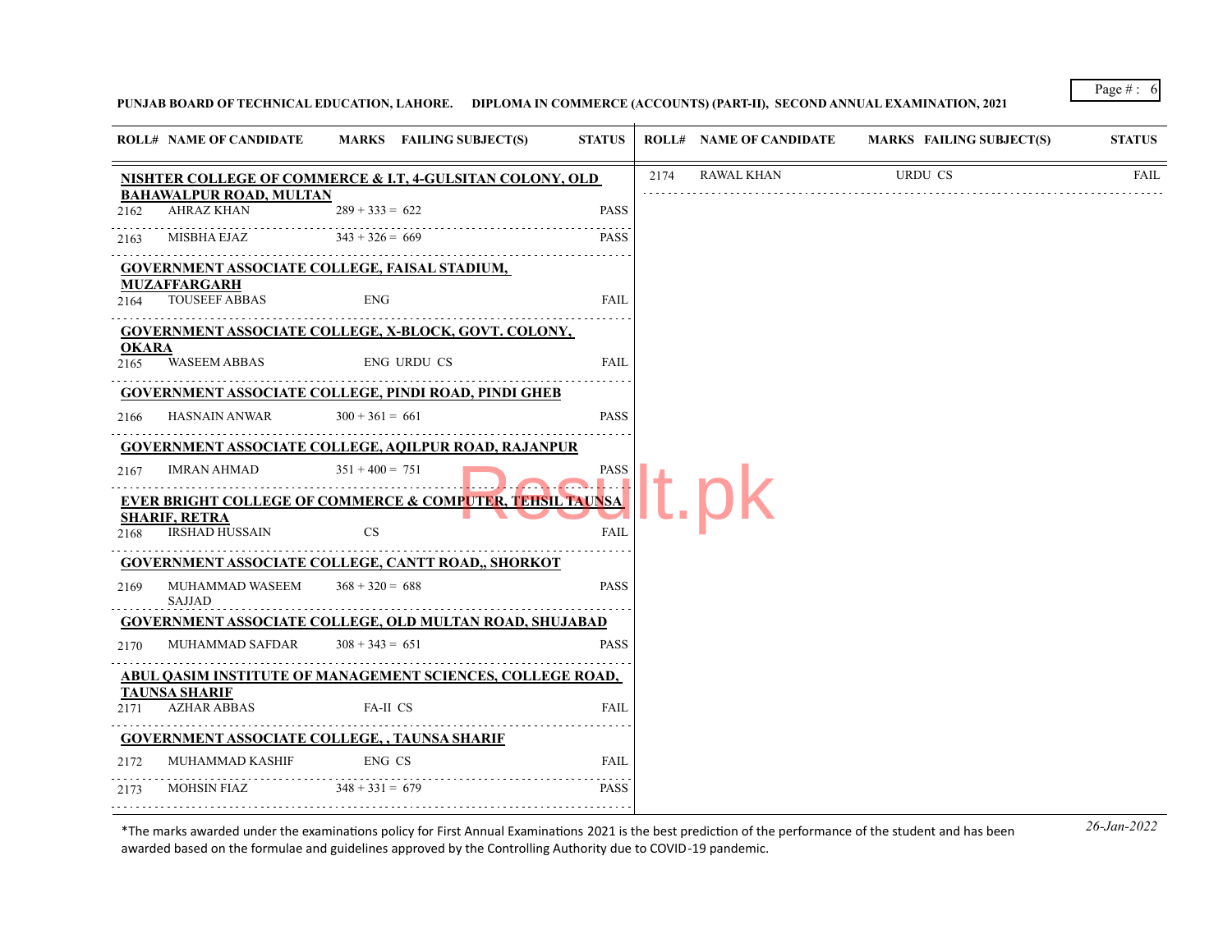**PUNJAB BOARD OF TECHNICAL EDUCATION, LAHORE. DIPLOMA IN COMMERCE (ACCOUNTS) (PART-II), SECOND ANNUAL EXAMINATION, 2021**

| ROLL# | NAME OF CANDIDATE | MARKS | FAILING SUBJECT(S) | STATUS |
|---|---|---|---|---|
| | **NISHTER COLLEGE OF COMMERCE & I.T, 4-GULSITAN COLONY, OLD BAHAWALPUR ROAD, MULTAN** | | | |
| 2162 | AHRAZ KHAN | 289 + 333 = 622 | | PASS |
| 2163 | MISBHA EJAZ | 343 + 326 = 669 | | PASS |
| | **GOVERNMENT ASSOCIATE COLLEGE, FAISAL STADIUM, MUZAFFARGARH** | | | |
| 2164 | TOUSEEF ABBAS | | ENG | FAIL |
| | **GOVERNMENT ASSOCIATE COLLEGE, X-BLOCK, GOVT. COLONY, OKARA** | | | |
| 2165 | WASEEM ABBAS | | ENG URDU CS | FAIL |
| | **GOVERNMENT ASSOCIATE COLLEGE, PINDI ROAD, PINDI GHEB** | | | |
| 2166 | HASNAIN ANWAR | 300 + 361 = 661 | | PASS |
| | **GOVERNMENT ASSOCIATE COLLEGE, AQILPUR ROAD, RAJANPUR** | | | |
| 2167 | IMRAN AHMAD | 351 + 400 = 751 | | PASS |
| | **EVER BRIGHT COLLEGE OF COMMERCE & COMPUTER, TEHSIL TAUNSA SHARIF, RETRA** | | | |
| 2168 | IRSHAD HUSSAIN | | CS | FAIL |
| | **GOVERNMENT ASSOCIATE COLLEGE, CANTT ROAD,, SHORKOT** | | | |
| 2169 | MUHAMMAD WASEEM SAJJAD | 368 + 320 = 688 | | PASS |
| | **GOVERNMENT ASSOCIATE COLLEGE, OLD MULTAN ROAD, SHUJABAD** | | | |
| 2170 | MUHAMMAD SAFDAR | 308 + 343 = 651 | | PASS |
| | **ABUL QASIM INSTITUTE OF MANAGEMENT SCIENCES, COLLEGE ROAD, TAUNSA SHARIF** | | | |
| 2171 | AZHAR ABBAS | | FA-II CS | FAIL |
| | **GOVERNMENT ASSOCIATE COLLEGE, , TAUNSA SHARIF** | | | |
| 2172 | MUHAMMAD KASHIF | | ENG CS | FAIL |
| 2173 | MOHSIN FIAZ | 348 + 331 = 679 | | PASS |
| 2174 | RAWAL KHAN | | URDU CS | FAIL |

*The marks awarded under the examinations policy for First Annual Examinations 2021 is the best prediction of the performance of the student and has been awarded based on the formulae and guidelines approved by the Controlling Authority due to COVID-19 pandemic.

*26-Jan-2022*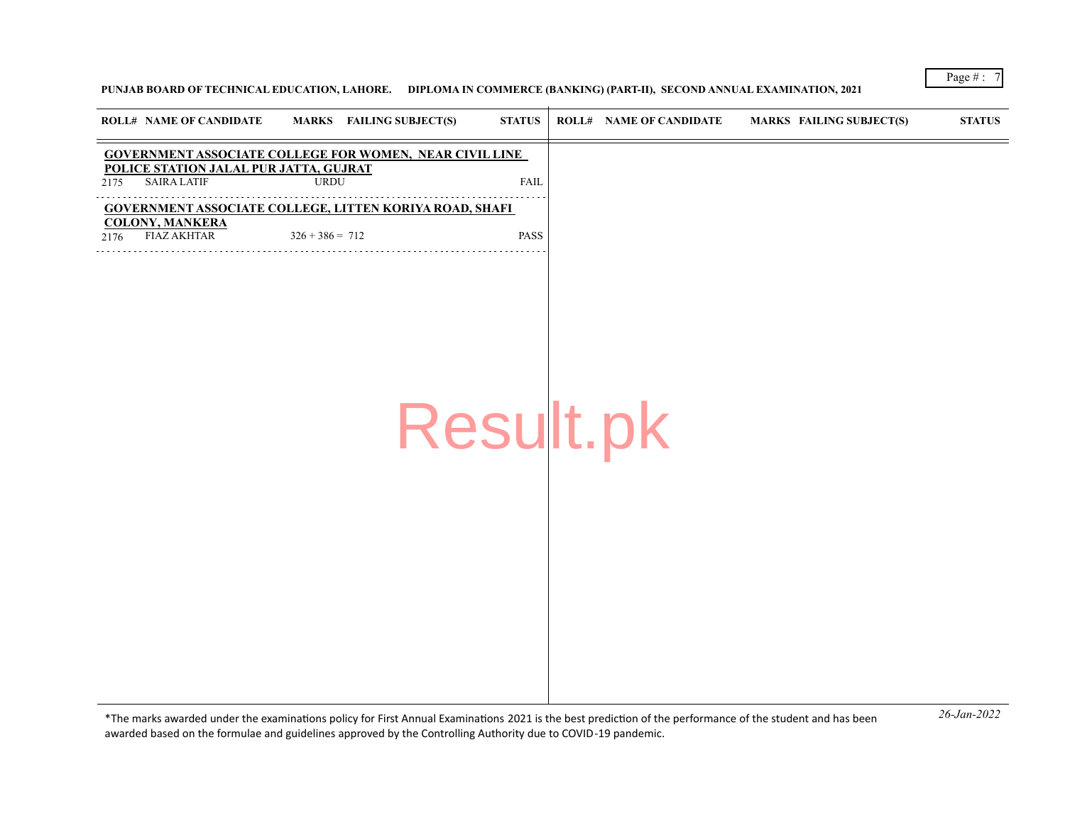**PUNJAB BOARD OF TECHNICAL EDUCATION, LAHORE. DIPLOMA IN COMMERCE (BANKING) (PART-II), SECOND ANNUAL EXAMINATION, 2021**

| ROLL# | NAME OF CANDIDATE | MARKS | FAILING SUBJECT(S) | STATUS |
|---|---|---|---|---|
| **GOVERNMENT ASSOCIATE COLLEGE FOR WOMEN, NEAR CIVIL LINE POLICE STATION JALAL PUR JATTA, GUJRAT** | | | | |
| 2175 | SAIRA LATIF | | URDU | FAIL |
| **GOVERNMENT ASSOCIATE COLLEGE, LITTEN KORIYA ROAD, SHAFI COLONY, MANKERA** | | | | |
| 2176 | FIAZ AKHTAR | 326 + 386 = 712 | | PASS |

*The marks awarded under the examinations policy for First Annual Examinations 2021 is the best prediction of the performance of the student and has been awarded based on the formulae and guidelines approved by the Controlling Authority due to COVID-19 pandemic.

*26-Jan-2022*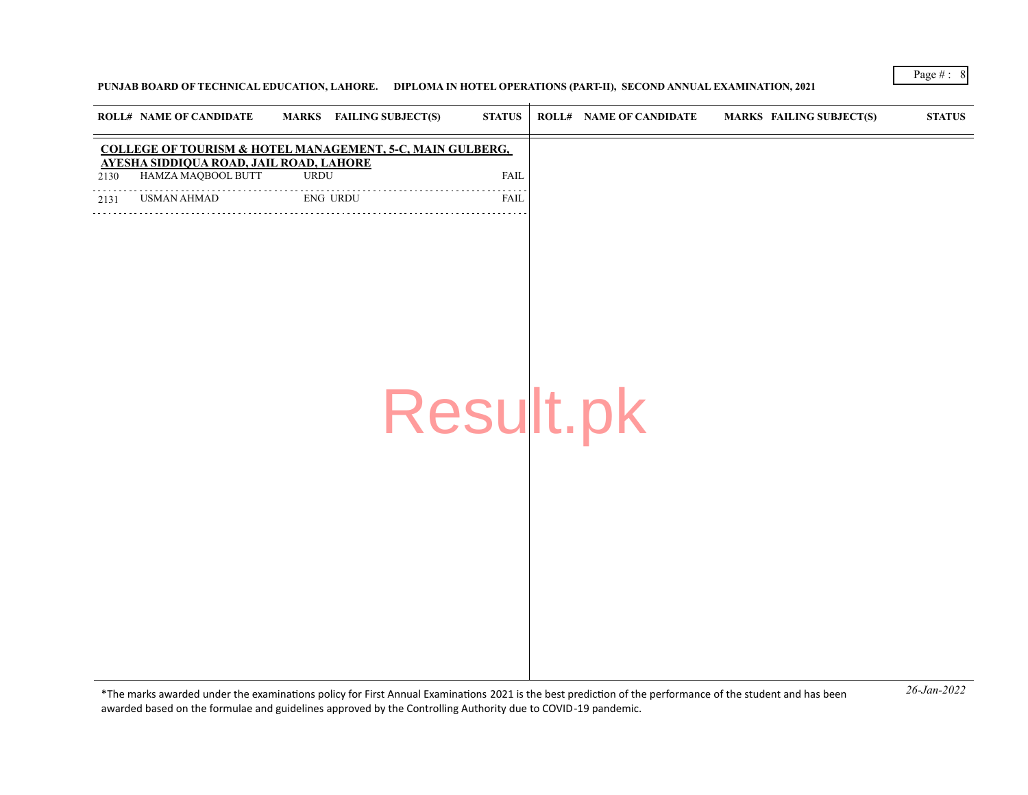**PUNJAB BOARD OF TECHNICAL EDUCATION, LAHORE. DIPLOMA IN HOTEL OPERATIONS (PART-II), SECOND ANNUAL EXAMINATION, 2021**

| ROLL# | NAME OF CANDIDATE | MARKS | FAILING SUBJECT(S) | STATUS |
|---|---|---|---|---|
| **COLLEGE OF TOURISM & HOTEL MANAGEMENT, 5-C, MAIN GULBERG, AYESHA SIDDIQUA ROAD, JAIL ROAD, LAHORE** | | | | |
| 2130 | HAMZA MAQBOOL BUTT | | URDU | FAIL |
| 2131 | USMAN AHMAD | | ENG URDU | FAIL |

*The marks awarded under the examinations policy for First Annual Examinations 2021 is the best prediction of the performance of the student and has been awarded based on the formulae and guidelines approved by the Controlling Authority due to COVID-19 pandemic.

*26-Jan-2022*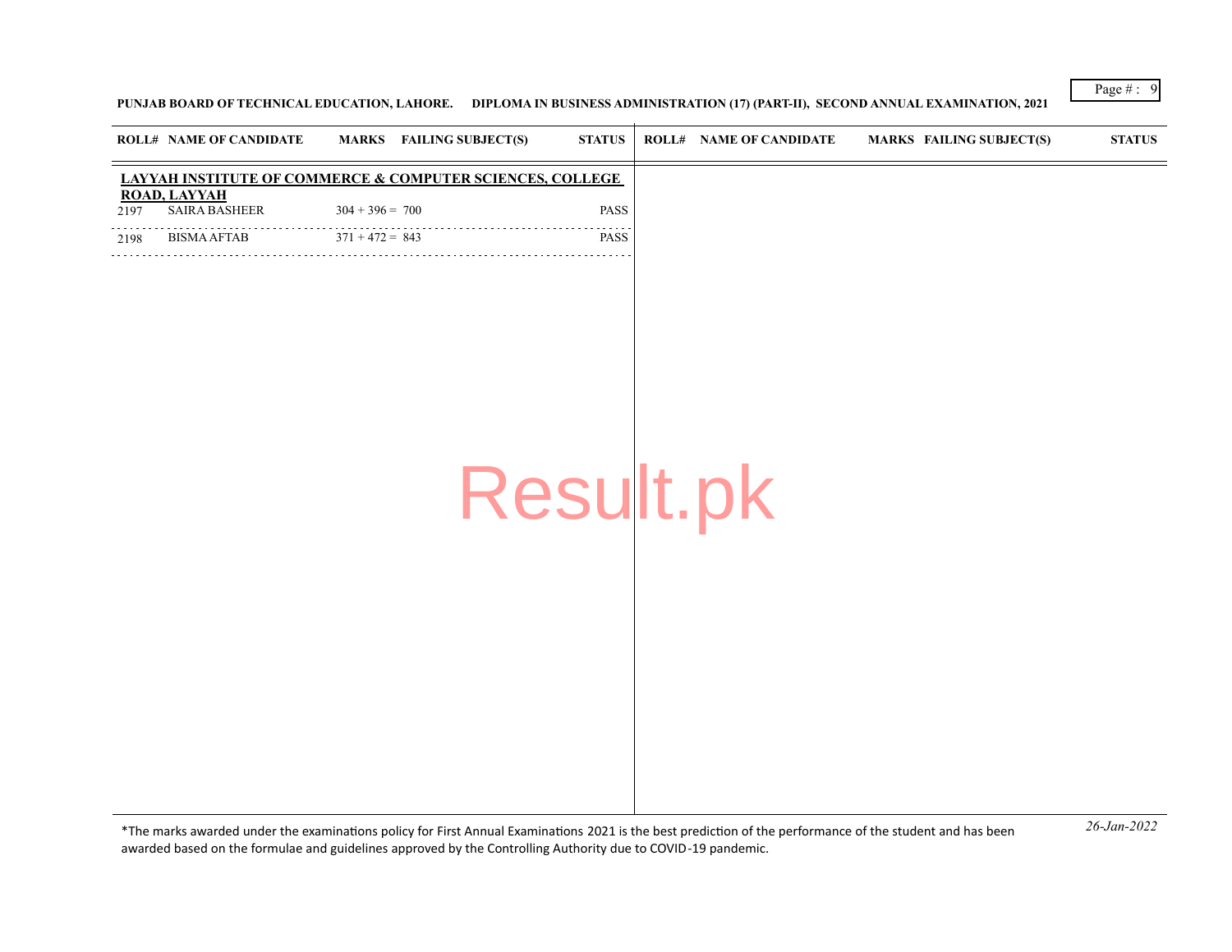**PUNJAB BOARD OF TECHNICAL EDUCATION, LAHORE. DIPLOMA IN BUSINESS ADMINISTRATION (17) (PART-II), SECOND ANNUAL EXAMINATION, 2021**

| ROLL# | NAME OF CANDIDATE | MARKS | FAILING SUBJECT(S) | STATUS |
|---|---|---|---|---|
| | **LAYYAH INSTITUTE OF COMMERCE & COMPUTER SCIENCES, COLLEGE ROAD, LAYYAH** | | | |
| 2197 | SAIRA BASHEER | 304 + 396 = 700 | | PASS |
| 2198 | BISMA AFTAB | 371 + 472 = 843 | | PASS |

*The marks awarded under the examinations policy for First Annual Examinations 2021 is the best prediction of the performance of the student and has been awarded based on the formulae and guidelines approved by the Controlling Authority due to COVID-19 pandemic.

*26-Jan-2022*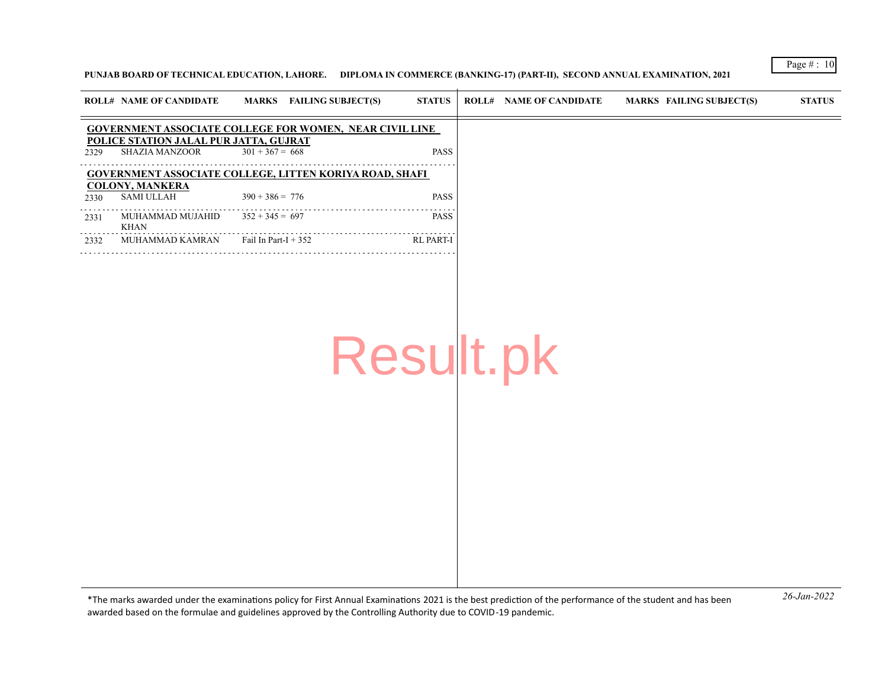**PUNJAB BOARD OF TECHNICAL EDUCATION, LAHORE.     DIPLOMA IN COMMERCE (BANKING-17) (PART-II), SECOND ANNUAL EXAMINATION, 2021**

| ROLL# | NAME OF CANDIDATE | MARKS | FAILING SUBJECT(S) | STATUS |
|---|---|---|---|---|
| **GOVERNMENT ASSOCIATE COLLEGE FOR WOMEN, NEAR CIVIL LINE POLICE STATION JALAL PUR JATTA, GUJRAT** | | | | |
| 2329 | SHAZIA MANZOOR | 301 + 367 = 668 | | PASS |
| **GOVERNMENT ASSOCIATE COLLEGE, LITTEN KORIYA ROAD, SHAFI COLONY, MANKERA** | | | | |
| 2330 | SAMI ULLAH | 390 + 386 = 776 | | PASS |
| 2331 | MUHAMMAD MUJAHID KHAN | 352 + 345 = 697 | | PASS |
| 2332 | MUHAMMAD KAMRAN | Fail In Part-I + 352 | | RL PART-I |

*The marks awarded under the examinations policy for First Annual Examinations 2021 is the best prediction of the performance of the student and has been awarded based on the formulae and guidelines approved by the Controlling Authority due to COVID-19 pandemic.

*26-Jan-2022*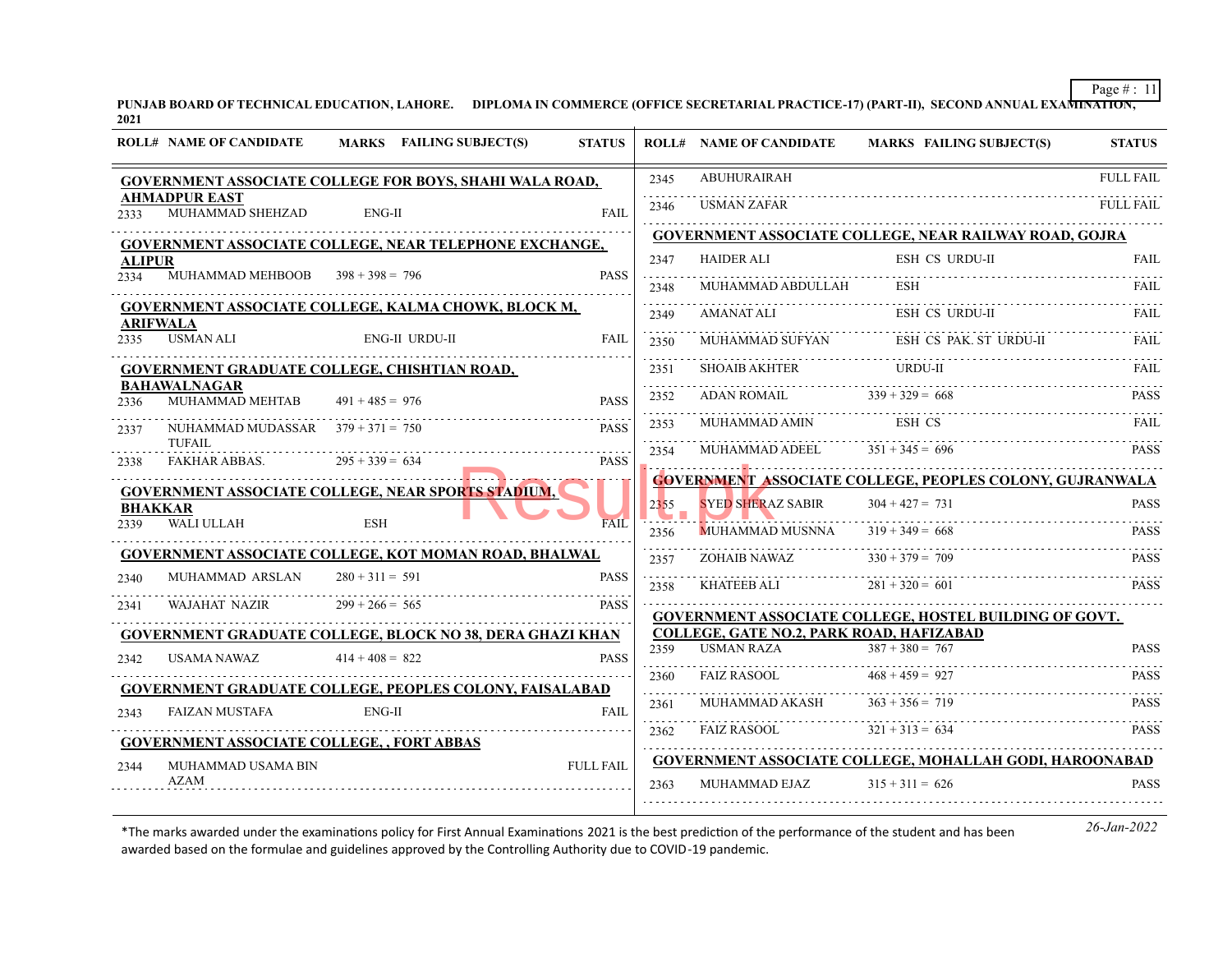**PUNJAB BOARD OF TECHNICAL EDUCATION, LAHORE. DIPLOMA IN COMMERCE (OFFICE SECRETARIAL PRACTICE-17) (PART-II), SECOND ANNUAL EXAMINATION, 2021**

| ROLL# | NAME OF CANDIDATE | MARKS | FAILING SUBJECT(S) | STATUS |
|---|---|---|---|---|
| **GOVERNMENT ASSOCIATE COLLEGE FOR BOYS, SHAHI WALA ROAD, AHMADPUR EAST** | | | | |
| 2333 | MUHAMMAD SHEHZAD | | ENG-II | FAIL |
| **GOVERNMENT ASSOCIATE COLLEGE, NEAR TELEPHONE EXCHANGE, ALIPUR** | | | | |
| 2334 | MUHAMMAD MEHBOOB | 398 + 398 = 796 | | PASS |
| **GOVERNMENT ASSOCIATE COLLEGE, KALMA CHOWK, BLOCK M, ARIFWALA** | | | | |
| 2335 | USMAN ALI | | ENG-II URDU-II | FAIL |
| **GOVERNMENT GRADUATE COLLEGE, CHISHTIAN ROAD, BAHAWALNAGAR** | | | | |
| 2336 | MUHAMMAD MEHTAB | 491 + 485 = 976 | | PASS |
| 2337 | NUHAMMAD MUDASSAR TUFAIL | 379 + 371 = 750 | | PASS |
| 2338 | FAKHAR ABBAS. | 295 + 339 = 634 | | PASS |
| **GOVERNMENT ASSOCIATE COLLEGE, NEAR SPORTS STADIUM, BHAKKAR** | | | | |
| 2339 | WALI ULLAH | | ESH | FAIL |
| **GOVERNMENT ASSOCIATE COLLEGE, KOT MOMAN ROAD, BHALWAL** | | | | |
| 2340 | MUHAMMAD ARSLAN | 280 + 311 = 591 | | PASS |
| 2341 | WAJAHAT NAZIR | 299 + 266 = 565 | | PASS |
| **GOVERNMENT GRADUATE COLLEGE, BLOCK NO 38, DERA GHAZI KHAN** | | | | |
| 2342 | USAMA NAWAZ | 414 + 408 = 822 | | PASS |
| **GOVERNMENT GRADUATE COLLEGE, PEOPLES COLONY, FAISALABAD** | | | | |
| 2343 | FAIZAN MUSTAFA | | ENG-II | FAIL |
| **GOVERNMENT ASSOCIATE COLLEGE, , FORT ABBAS** | | | | |
| 2344 | MUHAMMAD USAMA BIN AZAM | | | FULL FAIL |
| 2345 | ABUHURAIRAH | | | FULL FAIL |
| 2346 | USMAN ZAFAR | | | FULL FAIL |
| **GOVERNMENT ASSOCIATE COLLEGE, NEAR RAILWAY ROAD, GOJRA** | | | | |
| 2347 | HAIDER ALI | | ESH CS URDU-II | FAIL |
| 2348 | MUHAMMAD ABDULLAH | | ESH | FAIL |
| 2349 | AMANAT ALI | | ESH CS URDU-II | FAIL |
| 2350 | MUHAMMAD SUFYAN | | ESH CS PAK. ST URDU-II | FAIL |
| 2351 | SHOAIB AKHTER | | URDU-II | FAIL |
| 2352 | ADAN ROMAIL | 339 + 329 = 668 | | PASS |
| 2353 | MUHAMMAD AMIN | | ESH CS | FAIL |
| 2354 | MUHAMMAD ADEEL | 351 + 345 = 696 | | PASS |
| **GOVERNMENT ASSOCIATE COLLEGE, PEOPLES COLONY, GUJRANWALA** | | | | |
| 2355 | SYED SHERAZ SABIR | 304 + 427 = 731 | | PASS |
| 2356 | MUHAMMAD MUSNNA | 319 + 349 = 668 | | PASS |
| 2357 | ZOHAIB NAWAZ | 330 + 379 = 709 | | PASS |
| 2358 | KHATEEB ALI | 281 + 320 = 601 | | PASS |
| **GOVERNMENT ASSOCIATE COLLEGE, HOSTEL BUILDING OF GOVT. COLLEGE, GATE NO.2, PARK ROAD, HAFIZABAD** | | | | |
| 2359 | USMAN RAZA | 387 + 380 = 767 | | PASS |
| 2360 | FAIZ RASOOL | 468 + 459 = 927 | | PASS |
| 2361 | MUHAMMAD AKASH | 363 + 356 = 719 | | PASS |
| 2362 | FAIZ RASOOL | 321 + 313 = 634 | | PASS |
| **GOVERNMENT ASSOCIATE COLLEGE, MOHALLAH GODI, HAROONABAD** | | | | |
| 2363 | MUHAMMAD EJAZ | 315 + 311 = 626 | | PASS |

*The marks awarded under the examinations policy for First Annual Examinations 2021 is the best prediction of the performance of the student and has been awarded based on the formulae and guidelines approved by the Controlling Authority due to COVID-19 pandemic.

*26-Jan-2022*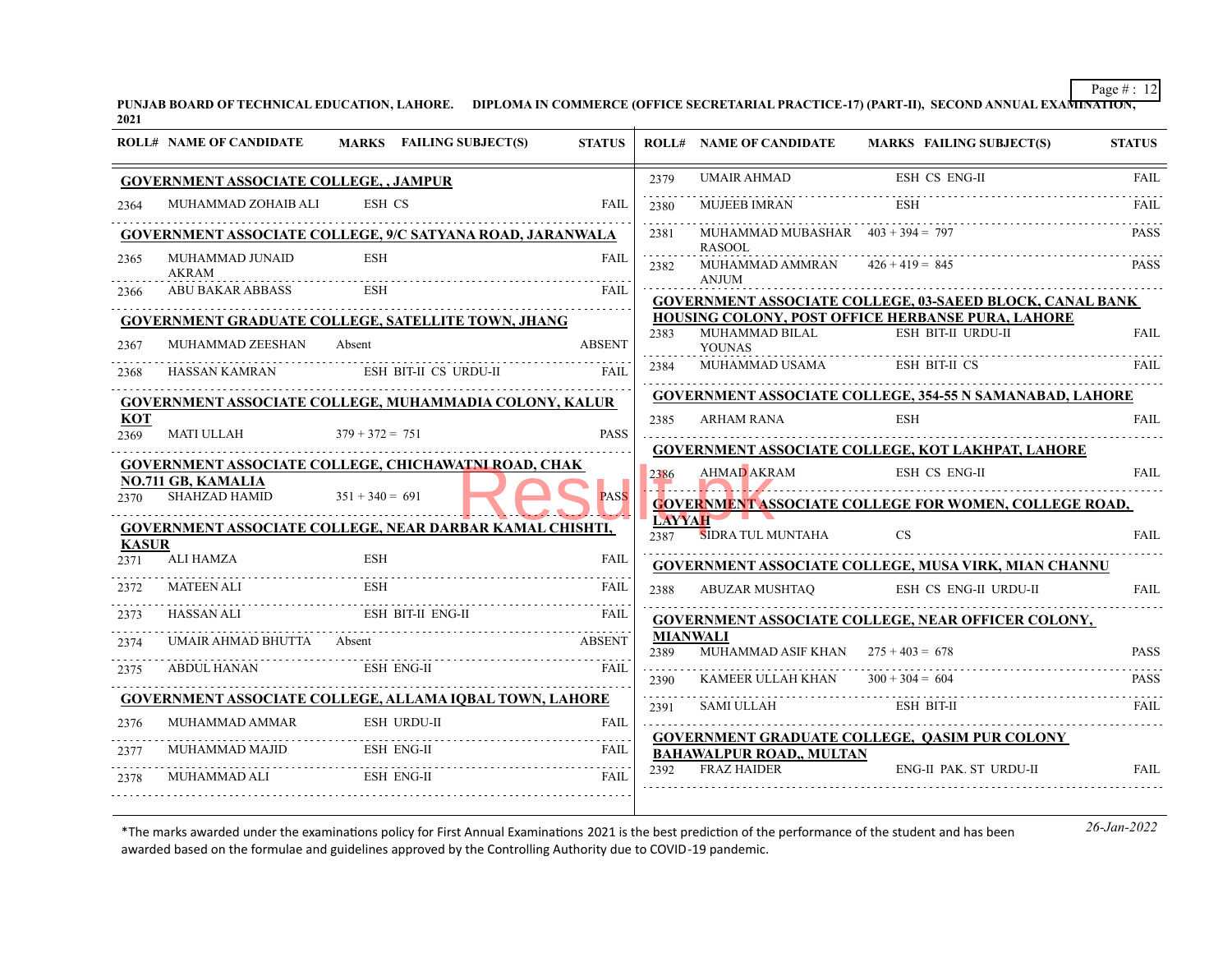PUNJAB BOARD OF TECHNICAL EDUCATION, LAHORE. DIPLOMA IN COMMERCE (OFFICE SECRETARIAL PRACTICE-17) (PART-II), SECOND ANNUAL EXAMINATION, 2021

| ROLL# | NAME OF CANDIDATE | MARKS | FAILING SUBJECT(S) | STATUS |
|---|---|---|---|---|
| **GOVERNMENT ASSOCIATE COLLEGE, , JAMPUR** | | | | |
| 2364 | MUHAMMAD ZOHAIB ALI | | ESH CS | FAIL |
| **GOVERNMENT ASSOCIATE COLLEGE, 9/C SATYANA ROAD, JARANWALA** | | | | |
| 2365 | MUHAMMAD JUNAID AKRAM | | ESH | FAIL |
| 2366 | ABU BAKAR ABBASS | | ESH | FAIL |
| **GOVERNMENT GRADUATE COLLEGE, SATELLITE TOWN, JHANG** | | | | |
| 2367 | MUHAMMAD ZEESHAN | Absent | | ABSENT |
| 2368 | HASSAN KAMRAN | | ESH BIT-II CS URDU-II | FAIL |
| **GOVERNMENT ASSOCIATE COLLEGE, MUHAMMADIA COLONY, KALUR KOT** | | | | |
| 2369 | MATI ULLAH | 379 + 372 = 751 | | PASS |
| **GOVERNMENT ASSOCIATE COLLEGE, CHICHAWATNI ROAD, CHAK NO.711 GB, KAMALIA** | | | | |
| 2370 | SHAHZAD HAMID | 351 + 340 = 691 | | PASS |
| **GOVERNMENT ASSOCIATE COLLEGE, NEAR DARBAR KAMAL CHISHTI, KASUR** | | | | |
| 2371 | ALI HAMZA | | ESH | FAIL |
| 2372 | MATEEN ALI | | ESH | FAIL |
| 2373 | HASSAN ALI | | ESH BIT-II ENG-II | FAIL |
| 2374 | UMAIR AHMAD BHUTTA | Absent | | ABSENT |
| 2375 | ABDUL HANAN | | ESH ENG-II | FAIL |
| **GOVERNMENT ASSOCIATE COLLEGE, ALLAMA IQBAL TOWN, LAHORE** | | | | |
| 2376 | MUHAMMAD AMMAR | | ESH URDU-II | FAIL |
| 2377 | MUHAMMAD MAJID | | ESH ENG-II | FAIL |
| 2378 | MUHAMMAD ALI | | ESH ENG-II | FAIL |
| 2379 | UMAIR AHMAD | | ESH CS ENG-II | FAIL |
| 2380 | MUJEEB IMRAN | | ESH | FAIL |
| 2381 | MUHAMMAD MUBASHAR RASOOL | 403 + 394 = 797 | | PASS |
| 2382 | MUHAMMAD AMMRAN ANJUM | 426 + 419 = 845 | | PASS |
| **GOVERNMENT ASSOCIATE COLLEGE, 03-SAEED BLOCK, CANAL BANK HOUSING COLONY, POST OFFICE HERBANSE PURA, LAHORE** | | | | |
| 2383 | MUHAMMAD BILAL YOUNAS | | ESH BIT-II URDU-II | FAIL |
| 2384 | MUHAMMAD USAMA | | ESH BIT-II CS | FAIL |
| **GOVERNMENT ASSOCIATE COLLEGE, 354-55 N SAMANABAD, LAHORE** | | | | |
| 2385 | ARHAM RANA | | ESH | FAIL |
| **GOVERNMENT ASSOCIATE COLLEGE, KOT LAKHPAT, LAHORE** | | | | |
| 2386 | AHMAD AKRAM | | ESH CS ENG-II | FAIL |
| **GOVERNMENT ASSOCIATE COLLEGE FOR WOMEN, COLLEGE ROAD, LAYYAH** | | | | |
| 2387 | SIDRA TUL MUNTAHA | | CS | FAIL |
| **GOVERNMENT ASSOCIATE COLLEGE, MUSA VIRK, MIAN CHANNU** | | | | |
| 2388 | ABUZAR MUSHTAQ | | ESH CS ENG-II URDU-II | FAIL |
| **GOVERNMENT ASSOCIATE COLLEGE, NEAR OFFICER COLONY, MIANWALI** | | | | |
| 2389 | MUHAMMAD ASIF KHAN | 275 + 403 = 678 | | PASS |
| 2390 | KAMEER ULLAH KHAN | 300 + 304 = 604 | | PASS |
| 2391 | SAMI ULLAH | | ESH BIT-II | FAIL |
| **GOVERNMENT GRADUATE COLLEGE, QASIM PUR COLONY BAHAWALPUR ROAD,, MULTAN** | | | | |
| 2392 | FRAZ HAIDER | | ENG-II PAK. ST URDU-II | FAIL |

*The marks awarded under the examinations policy for First Annual Examinations 2021 is the best prediction of the performance of the student and has been awarded based on the formulae and guidelines approved by the Controlling Authority due to COVID-19 pandemic.

*26-Jan-2022*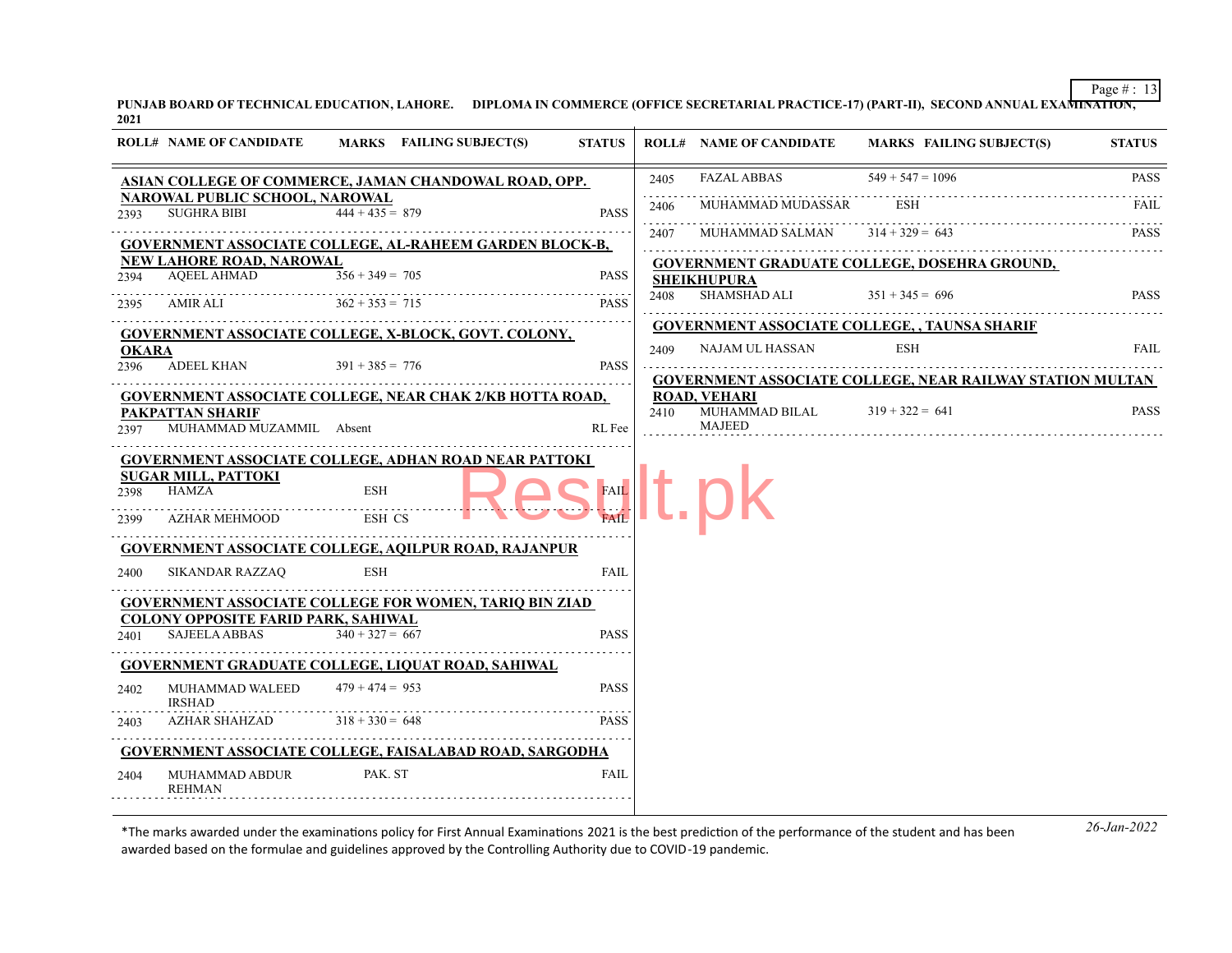PUNJAB BOARD OF TECHNICAL EDUCATION, LAHORE. DIPLOMA IN COMMERCE (OFFICE SECRETARIAL PRACTICE-17) (PART-II), SECOND ANNUAL EXAMINATION, 2021

| ROLL# | NAME OF CANDIDATE | MARKS | FAILING SUBJECT(S) | STATUS |
|---|---|---|---|---|
| **ASIAN COLLEGE OF COMMERCE, JAMAN CHANDOWAL ROAD, OPP. NAROWAL PUBLIC SCHOOL, NAROWAL** | | | | |
| 2393 | SUGHRA BIBI | 444 + 435 = 879 | | PASS |
| **GOVERNMENT ASSOCIATE COLLEGE, AL-RAHEEM GARDEN BLOCK-B, NEW LAHORE ROAD, NAROWAL** | | | | |
| 2394 | AQEEL AHMAD | 356 + 349 = 705 | | PASS |
| 2395 | AMIR ALI | 362 + 353 = 715 | | PASS |
| **GOVERNMENT ASSOCIATE COLLEGE, X-BLOCK, GOVT. COLONY, OKARA** | | | | |
| 2396 | ADEEL KHAN | 391 + 385 = 776 | | PASS |
| **GOVERNMENT ASSOCIATE COLLEGE, NEAR CHAK 2/KB HOTTA ROAD, PAKPATTAN SHARIF** | | | | |
| 2397 | MUHAMMAD MUZAMMIL | Absent | | RL Fee |
| **GOVERNMENT ASSOCIATE COLLEGE, ADHAN ROAD NEAR PATTOKI SUGAR MILL, PATTOKI** | | | | |
| 2398 | HAMZA | | ESH | FAIL |
| 2399 | AZHAR MEHMOOD | | ESH CS | FAIL |
| **GOVERNMENT ASSOCIATE COLLEGE, AQILPUR ROAD, RAJANPUR** | | | | |
| 2400 | SIKANDAR RAZZAQ | | ESH | FAIL |
| **GOVERNMENT ASSOCIATE COLLEGE FOR WOMEN, TARIQ BIN ZIAD COLONY OPPOSITE FARID PARK, SAHIWAL** | | | | |
| 2401 | SAJEELA ABBAS | 340 + 327 = 667 | | PASS |
| **GOVERNMENT GRADUATE COLLEGE, LIQUAT ROAD, SAHIWAL** | | | | |
| 2402 | MUHAMMAD WALEED IRSHAD | 479 + 474 = 953 | | PASS |
| 2403 | AZHAR SHAHZAD | 318 + 330 = 648 | | PASS |
| **GOVERNMENT ASSOCIATE COLLEGE, FAISALABAD ROAD, SARGODHA** | | | | |
| 2404 | MUHAMMAD ABDUR REHMAN | | PAK. ST | FAIL |
| 2405 | FAZAL ABBAS | 549 + 547 = 1096 | | PASS |
| 2406 | MUHAMMAD MUDASSAR | | ESH | FAIL |
| 2407 | MUHAMMAD SALMAN | 314 + 329 = 643 | | PASS |
| **GOVERNMENT GRADUATE COLLEGE, DOSEHRA GROUND, SHEIKHUPURA** | | | | |
| 2408 | SHAMSHAD ALI | 351 + 345 = 696 | | PASS |
| **GOVERNMENT ASSOCIATE COLLEGE, , TAUNSA SHARIF** | | | | |
| 2409 | NAJAM UL HASSAN | | ESH | FAIL |
| **GOVERNMENT ASSOCIATE COLLEGE, NEAR RAILWAY STATION MULTAN ROAD, VEHARI** | | | | |
| 2410 | MUHAMMAD BILAL MAJEED | 319 + 322 = 641 | | PASS |

*The marks awarded under the examinations policy for First Annual Examinations 2021 is the best prediction of the performance of the student and has been awarded based on the formulae and guidelines approved by the Controlling Authority due to COVID-19 pandemic.

*26-Jan-2022*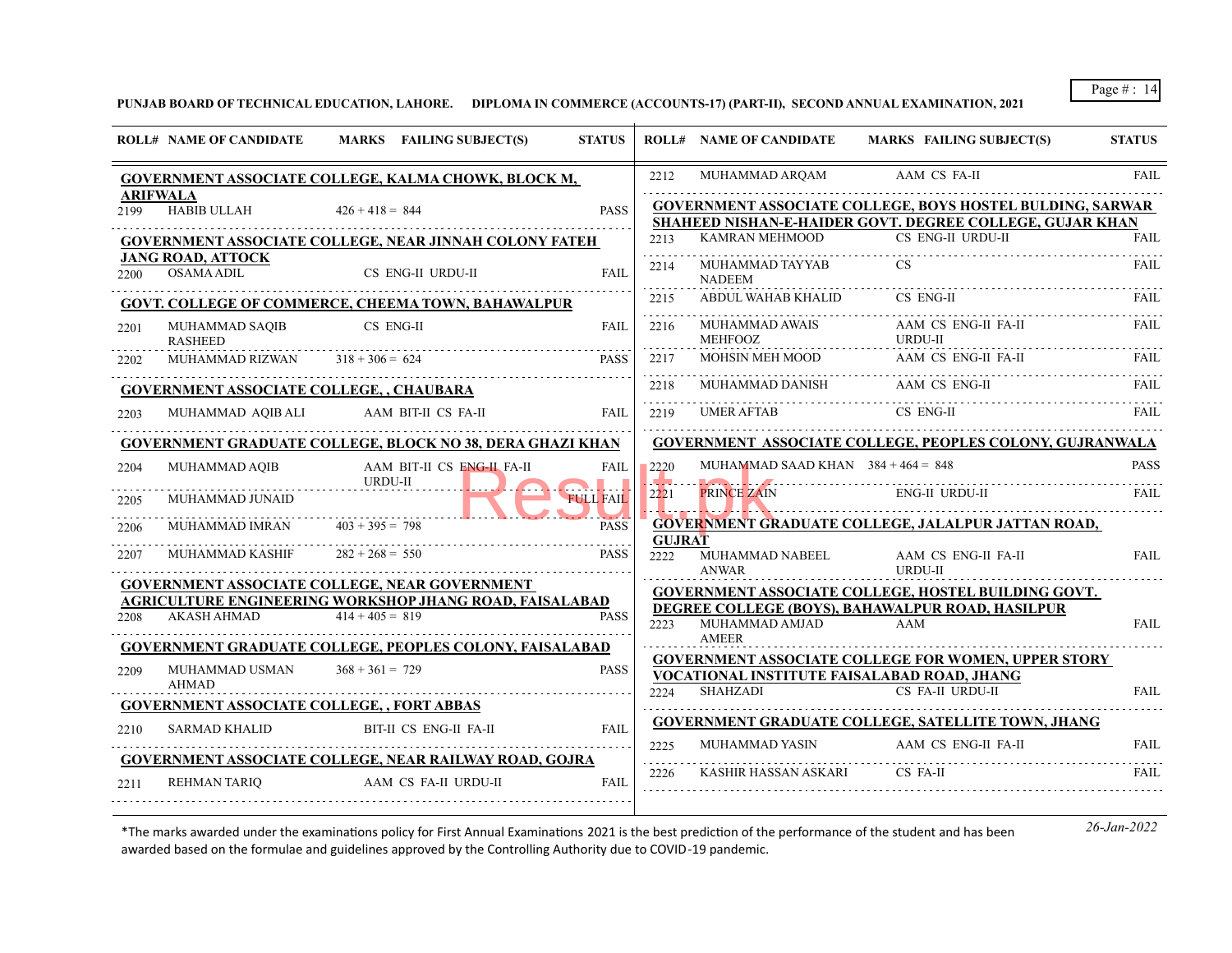**PUNJAB BOARD OF TECHNICAL EDUCATION, LAHORE. DIPLOMA IN COMMERCE (ACCOUNTS-17) (PART-II), SECOND ANNUAL EXAMINATION, 2021**

| ROLL# | NAME OF CANDIDATE | MARKS | FAILING SUBJECT(S) | STATUS |
|---|---|---|---|---|
| **GOVERNMENT ASSOCIATE COLLEGE, KALMA CHOWK, BLOCK M, ARIFWALA** | | | | |
| 2199 | HABIB ULLAH | 426 + 418 = 844 | | PASS |
| **GOVERNMENT ASSOCIATE COLLEGE, NEAR JINNAH COLONY FATEH JANG ROAD, ATTOCK** | | | | |
| 2200 | OSAMA ADIL | | CS ENG-II URDU-II | FAIL |
| **GOVT. COLLEGE OF COMMERCE, CHEEMA TOWN, BAHAWALPUR** | | | | |
| 2201 | MUHAMMAD SAQIB RASHEED | | CS ENG-II | FAIL |
| 2202 | MUHAMMAD RIZWAN | 318 + 306 = 624 | | PASS |
| **GOVERNMENT ASSOCIATE COLLEGE, , CHAUBARA** | | | | |
| 2203 | MUHAMMAD AQIB ALI | | AAM BIT-II CS FA-II | FAIL |
| **GOVERNMENT GRADUATE COLLEGE, BLOCK NO 38, DERA GHAZI KHAN** | | | | |
| 2204 | MUHAMMAD AQIB | | AAM BIT-II CS ENG-II FA-II URDU-II | FAIL |
| 2205 | MUHAMMAD JUNAID | | | FULL FAIL |
| 2206 | MUHAMMAD IMRAN | 403 + 395 = 798 | | PASS |
| 2207 | MUHAMMAD KASHIF | 282 + 268 = 550 | | PASS |
| **GOVERNMENT ASSOCIATE COLLEGE, NEAR GOVERNMENT AGRICULTURE ENGINEERING WORKSHOP JHANG ROAD, FAISALABAD** | | | | |
| 2208 | AKASH AHMAD | 414 + 405 = 819 | | PASS |
| **GOVERNMENT GRADUATE COLLEGE, PEOPLES COLONY, FAISALABAD** | | | | |
| 2209 | MUHAMMAD USMAN AHMAD | 368 + 361 = 729 | | PASS |
| **GOVERNMENT ASSOCIATE COLLEGE, , FORT ABBAS** | | | | |
| 2210 | SARMAD KHALID | | BIT-II CS ENG-II FA-II | FAIL |
| **GOVERNMENT ASSOCIATE COLLEGE, NEAR RAILWAY ROAD, GOJRA** | | | | |
| 2211 | REHMAN TARIQ | | AAM CS FA-II URDU-II | FAIL |
| 2212 | MUHAMMAD ARQAM | | AAM CS FA-II | FAIL |
| **GOVERNMENT ASSOCIATE COLLEGE, BOYS HOSTEL BULDING, SARWAR SHAHEED NISHAN-E-HAIDER GOVT. DEGREE COLLEGE, GUJAR KHAN** | | | | |
| 2213 | KAMRAN MEHMOOD | | CS ENG-II URDU-II | FAIL |
| 2214 | MUHAMMAD TAYYAB NADEEM | | CS | FAIL |
| 2215 | ABDUL WAHAB KHALID | | CS ENG-II | FAIL |
| 2216 | MUHAMMAD AWAIS MEHFOOZ | | AAM CS ENG-II FA-II URDU-II | FAIL |
| 2217 | MOHSIN MEH MOOD | | AAM CS ENG-II FA-II | FAIL |
| 2218 | MUHAMMAD DANISH | | AAM CS ENG-II | FAIL |
| 2219 | UMER AFTAB | | CS ENG-II | FAIL |
| **GOVERNMENT ASSOCIATE COLLEGE, PEOPLES COLONY, GUJRANWALA** | | | | |
| 2220 | MUHAMMAD SAAD KHAN | 384 + 464 = 848 | | PASS |
| 2221 | PRINCE ZAIN | | ENG-II URDU-II | FAIL |
| **GOVERNMENT GRADUATE COLLEGE, JALALPUR JATTAN ROAD, GUJRAT** | | | | |
| 2222 | MUHAMMAD NABEEL ANWAR | | AAM CS ENG-II FA-II URDU-II | FAIL |
| **GOVERNMENT ASSOCIATE COLLEGE, HOSTEL BUILDING GOVT. DEGREE COLLEGE (BOYS), BAHAWALPUR ROAD, HASILPUR** | | | | |
| 2223 | MUHAMMAD AMJAD AMEER | | AAM | FAIL |
| **GOVERNMENT ASSOCIATE COLLEGE FOR WOMEN, UPPER STORY VOCATIONAL INSTITUTE FAISALABAD ROAD, JHANG** | | | | |
| 2224 | SHAHZADI | | CS FA-II URDU-II | FAIL |
| **GOVERNMENT GRADUATE COLLEGE, SATELLITE TOWN, JHANG** | | | | |
| 2225 | MUHAMMAD YASIN | | AAM CS ENG-II FA-II | FAIL |
| 2226 | KASHIR HASSAN ASKARI | | CS FA-II | FAIL |

*The marks awarded under the examinations policy for First Annual Examinations 2021 is the best prediction of the performance of the student and has been awarded based on the formulae and guidelines approved by the Controlling Authority due to COVID-19 pandemic.

*26-Jan-2022*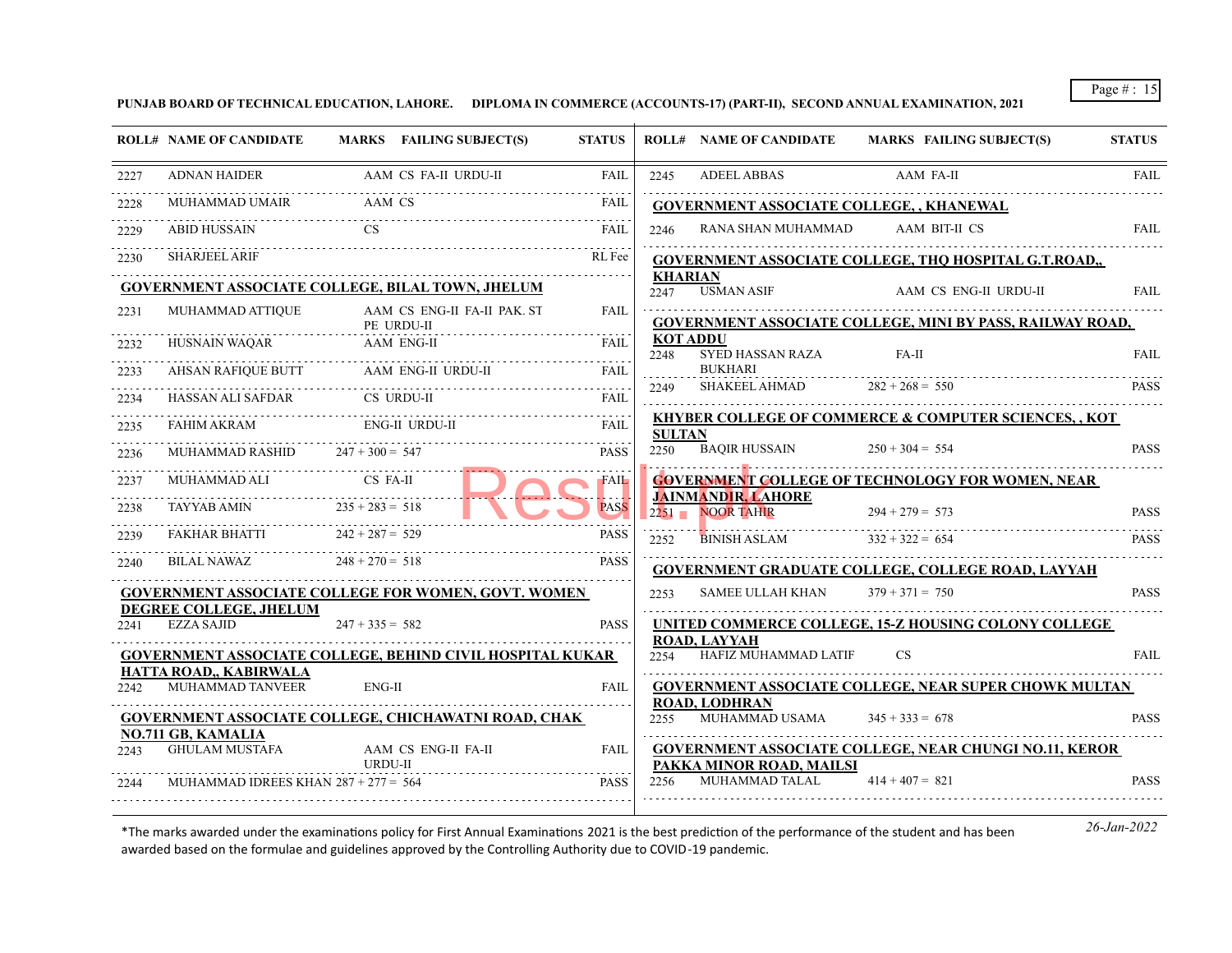**PUNJAB BOARD OF TECHNICAL EDUCATION, LAHORE. DIPLOMA IN COMMERCE (ACCOUNTS-17) (PART-II), SECOND ANNUAL EXAMINATION, 2021**

| ROLL# | NAME OF CANDIDATE | MARKS | FAILING SUBJECT(S) | STATUS |
|---|---|---|---|---|
| 2227 | ADNAN HAIDER | | AAM CS FA-II URDU-II | FAIL |
| 2228 | MUHAMMAD UMAIR | | AAM CS | FAIL |
| 2229 | ABID HUSSAIN | | CS | FAIL |
| 2230 | SHARJEEL ARIF | | | RL Fee |

**GOVERNMENT ASSOCIATE COLLEGE, BILAL TOWN, JHELUM**

| ROLL# | NAME OF CANDIDATE | MARKS | FAILING SUBJECT(S) | STATUS |
|---|---|---|---|---|
| 2231 | MUHAMMAD ATTIQUE | | AAM CS ENG-II FA-II PAK. ST PE URDU-II | FAIL |
| 2232 | HUSNAIN WAQAR | | AAM ENG-II | FAIL |
| 2233 | AHSAN RAFIQUE BUTT | | AAM ENG-II URDU-II | FAIL |
| 2234 | HASSAN ALI SAFDAR | | CS URDU-II | FAIL |
| 2235 | FAHIM AKRAM | | ENG-II URDU-II | FAIL |
| 2236 | MUHAMMAD RASHID | 247 + 300 = 547 | | PASS |
| 2237 | MUHAMMAD ALI | | CS FA-II | FAIL |
| 2238 | TAYYAB AMIN | 235 + 283 = 518 | | PASS |
| 2239 | FAKHAR BHATTI | 242 + 287 = 529 | | PASS |
| 2240 | BILAL NAWAZ | 248 + 270 = 518 | | PASS |

**GOVERNMENT ASSOCIATE COLLEGE FOR WOMEN, GOVT. WOMEN DEGREE COLLEGE, JHELUM**

| ROLL# | NAME OF CANDIDATE | MARKS | FAILING SUBJECT(S) | STATUS |
|---|---|---|---|---|
| 2241 | EZZA SAJID | 247 + 335 = 582 | | PASS |

**GOVERNMENT ASSOCIATE COLLEGE, BEHIND CIVIL HOSPITAL KUKAR HATTA ROAD,, KABIRWALA**

| ROLL# | NAME OF CANDIDATE | MARKS | FAILING SUBJECT(S) | STATUS |
|---|---|---|---|---|
| 2242 | MUHAMMAD TANVEER | | ENG-II | FAIL |

**GOVERNMENT ASSOCIATE COLLEGE, CHICHAWATNI ROAD, CHAK NO.711 GB, KAMALIA**

| ROLL# | NAME OF CANDIDATE | MARKS | FAILING SUBJECT(S) | STATUS |
|---|---|---|---|---|
| 2243 | GHULAM MUSTAFA | | AAM CS ENG-II FA-II URDU-II | FAIL |
| 2244 | MUHAMMAD IDREES KHAN | 287 + 277 = 564 | | PASS |
| 2245 | ADEEL ABBAS | | AAM FA-II | FAIL |

**GOVERNMENT ASSOCIATE COLLEGE, , KHANEWAL**

| ROLL# | NAME OF CANDIDATE | MARKS | FAILING SUBJECT(S) | STATUS |
|---|---|---|---|---|
| 2246 | RANA SHAN MUHAMMAD | | AAM BIT-II CS | FAIL |

**GOVERNMENT ASSOCIATE COLLEGE, THQ HOSPITAL G.T.ROAD,, KHARIAN**

| ROLL# | NAME OF CANDIDATE | MARKS | FAILING SUBJECT(S) | STATUS |
|---|---|---|---|---|
| 2247 | USMAN ASIF | | AAM CS ENG-II URDU-II | FAIL |

**GOVERNMENT ASSOCIATE COLLEGE, MINI BY PASS, RAILWAY ROAD, KOT ADDU**

| ROLL# | NAME OF CANDIDATE | MARKS | FAILING SUBJECT(S) | STATUS |
|---|---|---|---|---|
| 2248 | SYED HASSAN RAZA BUKHARI | | FA-II | FAIL |
| 2249 | SHAKEEL AHMAD | 282 + 268 = 550 | | PASS |

**KHYBER COLLEGE OF COMMERCE & COMPUTER SCIENCES, , KOT SULTAN**

| ROLL# | NAME OF CANDIDATE | MARKS | FAILING SUBJECT(S) | STATUS |
|---|---|---|---|---|
| 2250 | BAQIR HUSSAIN | 250 + 304 = 554 | | PASS |

**GOVERNMENT COLLEGE OF TECHNOLOGY FOR WOMEN, NEAR JAINMANDIR, LAHORE**

| ROLL# | NAME OF CANDIDATE | MARKS | FAILING SUBJECT(S) | STATUS |
|---|---|---|---|---|
| 2251 | NOOR TAHIR | 294 + 279 = 573 | | PASS |
| 2252 | BINISH ASLAM | 332 + 322 = 654 | | PASS |

**GOVERNMENT GRADUATE COLLEGE, COLLEGE ROAD, LAYYAH**

| ROLL# | NAME OF CANDIDATE | MARKS | FAILING SUBJECT(S) | STATUS |
|---|---|---|---|---|
| 2253 | SAMEE ULLAH KHAN | 379 + 371 = 750 | | PASS |

**UNITED COMMERCE COLLEGE, 15-Z HOUSING COLONY COLLEGE ROAD, LAYYAH**

| ROLL# | NAME OF CANDIDATE | MARKS | FAILING SUBJECT(S) | STATUS |
|---|---|---|---|---|
| 2254 | HAFIZ MUHAMMAD LATIF | | CS | FAIL |

**GOVERNMENT ASSOCIATE COLLEGE, NEAR SUPER CHOWK MULTAN ROAD, LODHRAN**

| ROLL# | NAME OF CANDIDATE | MARKS | FAILING SUBJECT(S) | STATUS |
|---|---|---|---|---|
| 2255 | MUHAMMAD USAMA | 345 + 333 = 678 | | PASS |

**GOVERNMENT ASSOCIATE COLLEGE, NEAR CHUNGI NO.11, KEROR PAKKA MINOR ROAD, MAILSI**

| ROLL# | NAME OF CANDIDATE | MARKS | FAILING SUBJECT(S) | STATUS |
|---|---|---|---|---|
| 2256 | MUHAMMAD TALAL | 414 + 407 = 821 | | PASS |

*The marks awarded under the examinations policy for First Annual Examinations 2021 is the best prediction of the performance of the student and has been awarded based on the formulae and guidelines approved by the Controlling Authority due to COVID-19 pandemic.

*26-Jan-2022*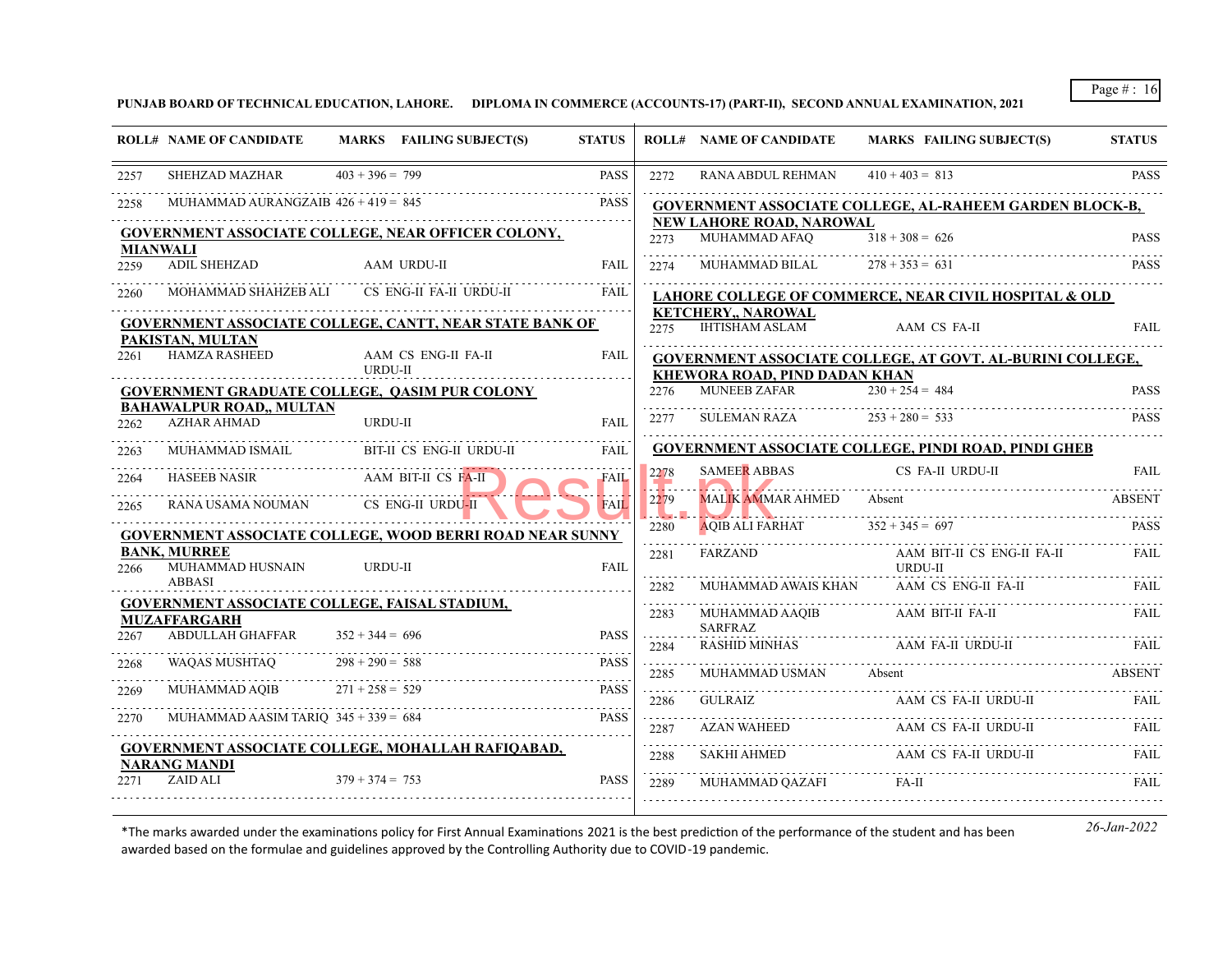**PUNJAB BOARD OF TECHNICAL EDUCATION, LAHORE. DIPLOMA IN COMMERCE (ACCOUNTS-17) (PART-II), SECOND ANNUAL EXAMINATION, 2021**

| ROLL# | NAME OF CANDIDATE | MARKS | FAILING SUBJECT(S) | STATUS |
|---|---|---|---|---|
| 2257 | SHEHZAD MAZHAR | 403 + 396 = 799 | | PASS |
| 2258 | MUHAMMAD AURANGZAIB | 426 + 419 = 845 | | PASS |

**GOVERNMENT ASSOCIATE COLLEGE, NEAR OFFICER COLONY, MIANWALI**

| ROLL# | NAME OF CANDIDATE | MARKS | FAILING SUBJECT(S) | STATUS |
|---|---|---|---|---|
| 2259 | ADIL SHEHZAD | | AAM URDU-II | FAIL |
| 2260 | MOHAMMAD SHAHZEB ALI | | CS ENG-II FA-II URDU-II | FAIL |

**GOVERNMENT ASSOCIATE COLLEGE, CANTT, NEAR STATE BANK OF PAKISTAN, MULTAN**

| ROLL# | NAME OF CANDIDATE | MARKS | FAILING SUBJECT(S) | STATUS |
|---|---|---|---|---|
| 2261 | HAMZA RASHEED | | AAM CS ENG-II FA-II URDU-II | FAIL |

**GOVERNMENT GRADUATE COLLEGE, QASIM PUR COLONY BAHAWALPUR ROAD,, MULTAN**

| ROLL# | NAME OF CANDIDATE | MARKS | FAILING SUBJECT(S) | STATUS |
|---|---|---|---|---|
| 2262 | AZHAR AHMAD | | URDU-II | FAIL |
| 2263 | MUHAMMAD ISMAIL | | BIT-II CS ENG-II URDU-II | FAIL |
| 2264 | HASEEB NASIR | | AAM BIT-II CS FA-II | FAIL |
| 2265 | RANA USAMA NOUMAN | | CS ENG-II URDU-II | FAIL |

**GOVERNMENT ASSOCIATE COLLEGE, WOOD BERRI ROAD NEAR SUNNY BANK, MURREE**

| ROLL# | NAME OF CANDIDATE | MARKS | FAILING SUBJECT(S) | STATUS |
|---|---|---|---|---|
| 2266 | MUHAMMAD HUSNAIN ABBASI | | URDU-II | FAIL |

**GOVERNMENT ASSOCIATE COLLEGE, FAISAL STADIUM, MUZAFFARGARH**

| ROLL# | NAME OF CANDIDATE | MARKS | FAILING SUBJECT(S) | STATUS |
|---|---|---|---|---|
| 2267 | ABDULLAH GHAFFAR | 352 + 344 = 696 | | PASS |
| 2268 | WAQAS MUSHTAQ | 298 + 290 = 588 | | PASS |
| 2269 | MUHAMMAD AQIB | 271 + 258 = 529 | | PASS |
| 2270 | MUHAMMAD AASIM TARIQ | 345 + 339 = 684 | | PASS |

**GOVERNMENT ASSOCIATE COLLEGE, MOHALLAH RAFIQABAD, NARANG MANDI**

| ROLL# | NAME OF CANDIDATE | MARKS | FAILING SUBJECT(S) | STATUS |
|---|---|---|---|---|
| 2271 | ZAID ALI | 379 + 374 = 753 | | PASS |
| 2272 | RANA ABDUL REHMAN | 410 + 403 = 813 | | PASS |

**GOVERNMENT ASSOCIATE COLLEGE, AL-RAHEEM GARDEN BLOCK-B, NEW LAHORE ROAD, NAROWAL**

| ROLL# | NAME OF CANDIDATE | MARKS | FAILING SUBJECT(S) | STATUS |
|---|---|---|---|---|
| 2273 | MUHAMMAD AFAQ | 318 + 308 = 626 | | PASS |
| 2274 | MUHAMMAD BILAL | 278 + 353 = 631 | | PASS |

**LAHORE COLLEGE OF COMMERCE, NEAR CIVIL HOSPITAL & OLD KETCHERY,, NAROWAL**

| ROLL# | NAME OF CANDIDATE | MARKS | FAILING SUBJECT(S) | STATUS |
|---|---|---|---|---|
| 2275 | IHTISHAM ASLAM | | AAM CS FA-II | FAIL |

**GOVERNMENT ASSOCIATE COLLEGE, AT GOVT. AL-BURINI COLLEGE, KHEWORA ROAD, PIND DADAN KHAN**

| ROLL# | NAME OF CANDIDATE | MARKS | FAILING SUBJECT(S) | STATUS |
|---|---|---|---|---|
| 2276 | MUNEEB ZAFAR | 230 + 254 = 484 | | PASS |
| 2277 | SULEMAN RAZA | 253 + 280 = 533 | | PASS |

**GOVERNMENT ASSOCIATE COLLEGE, PINDI ROAD, PINDI GHEB**

| ROLL# | NAME OF CANDIDATE | MARKS | FAILING SUBJECT(S) | STATUS |
|---|---|---|---|---|
| 2278 | SAMEER ABBAS | | CS FA-II URDU-II | FAIL |
| 2279 | MALIK AMMAR AHMED | Absent | | ABSENT |
| 2280 | AQIB ALI FARHAT | 352 + 345 = 697 | | PASS |
| 2281 | FARZAND | | AAM BIT-II CS ENG-II FA-II URDU-II | FAIL |
| 2282 | MUHAMMAD AWAIS KHAN | | AAM CS ENG-II FA-II | FAIL |
| 2283 | MUHAMMAD AAQIB SARFRAZ | | AAM BIT-II FA-II | FAIL |
| 2284 | RASHID MINHAS | | AAM FA-II URDU-II | FAIL |
| 2285 | MUHAMMAD USMAN | Absent | | ABSENT |
| 2286 | GULRAIZ | | AAM CS FA-II URDU-II | FAIL |
| 2287 | AZAN WAHEED | | AAM CS FA-II URDU-II | FAIL |
| 2288 | SAKHI AHMED | | AAM CS FA-II URDU-II | FAIL |
| 2289 | MUHAMMAD QAZAFI | | FA-II | FAIL |

*The marks awarded under the examinations policy for First Annual Examinations 2021 is the best prediction of the performance of the student and has been awarded based on the formulae and guidelines approved by the Controlling Authority due to COVID-19 pandemic.

*26-Jan-2022*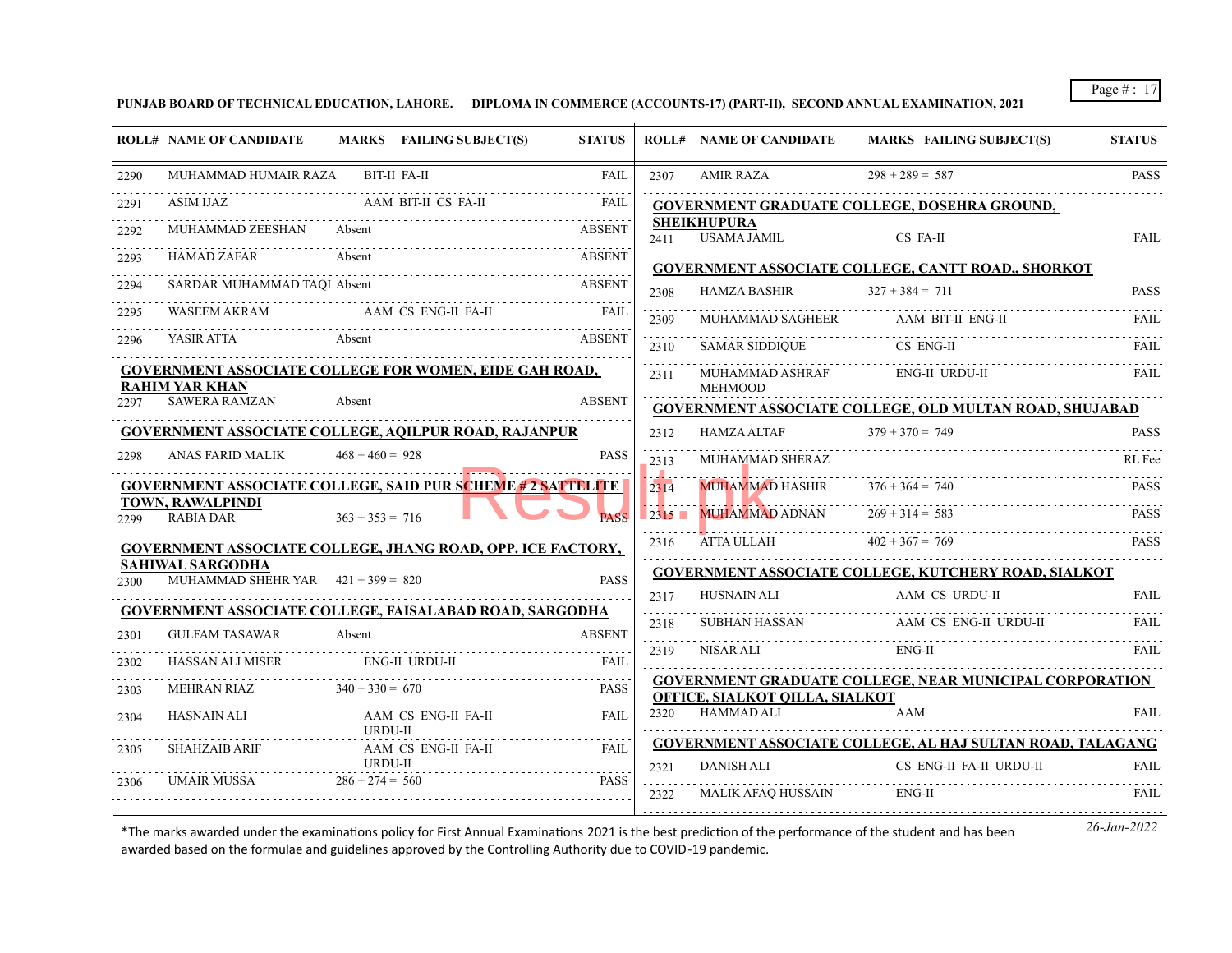**PUNJAB BOARD OF TECHNICAL EDUCATION, LAHORE. DIPLOMA IN COMMERCE (ACCOUNTS-17) (PART-II), SECOND ANNUAL EXAMINATION, 2021**

| ROLL# | NAME OF CANDIDATE | MARKS | FAILING SUBJECT(S) | STATUS |
|---|---|---|---|---|
| 2290 | MUHAMMAD HUMAIR RAZA | | BIT-II FA-II | FAIL |
| 2291 | ASIM IJAZ | | AAM BIT-II CS FA-II | FAIL |
| 2292 | MUHAMMAD ZEESHAN | Absent | | ABSENT |
| 2293 | HAMAD ZAFAR | Absent | | ABSENT |
| 2294 | SARDAR MUHAMMAD TAQI | Absent | | ABSENT |
| 2295 | WASEEM AKRAM | | AAM CS ENG-II FA-II | FAIL |
| 2296 | YASIR ATTA | Absent | | ABSENT |

**GOVERNMENT ASSOCIATE COLLEGE FOR WOMEN, EIDE GAH ROAD, RAHIM YAR KHAN**

| ROLL# | NAME OF CANDIDATE | MARKS | FAILING SUBJECT(S) | STATUS |
|---|---|---|---|---|
| 2297 | SAWERA RAMZAN | Absent | | ABSENT |

**GOVERNMENT ASSOCIATE COLLEGE, AQILPUR ROAD, RAJANPUR**

| ROLL# | NAME OF CANDIDATE | MARKS | FAILING SUBJECT(S) | STATUS |
|---|---|---|---|---|
| 2298 | ANAS FARID MALIK | 468 + 460 = 928 | | PASS |

**GOVERNMENT ASSOCIATE COLLEGE, SAID PUR SCHEME # 2 SATTELITE TOWN, RAWALPINDI**

| ROLL# | NAME OF CANDIDATE | MARKS | FAILING SUBJECT(S) | STATUS |
|---|---|---|---|---|
| 2299 | RABIA DAR | 363 + 353 = 716 | | PASS |

**GOVERNMENT ASSOCIATE COLLEGE, JHANG ROAD, OPP. ICE FACTORY, SAHIWAL SARGODHA**

| ROLL# | NAME OF CANDIDATE | MARKS | FAILING SUBJECT(S) | STATUS |
|---|---|---|---|---|
| 2300 | MUHAMMAD SHEHR YAR | 421 + 399 = 820 | | PASS |

**GOVERNMENT ASSOCIATE COLLEGE, FAISALABAD ROAD, SARGODHA**

| ROLL# | NAME OF CANDIDATE | MARKS | FAILING SUBJECT(S) | STATUS |
|---|---|---|---|---|
| 2301 | GULFAM TASAWAR | Absent | | ABSENT |
| 2302 | HASSAN ALI MISER | | ENG-II URDU-II | FAIL |
| 2303 | MEHRAN RIAZ | 340 + 330 = 670 | | PASS |
| 2304 | HASNAIN ALI | | AAM CS ENG-II FA-II URDU-II | FAIL |
| 2305 | SHAHZAIB ARIF | | AAM CS ENG-II FA-II URDU-II | FAIL |
| 2306 | UMAIR MUSSA | 286 + 274 = 560 | | PASS |
| 2307 | AMIR RAZA | 298 + 289 = 587 | | PASS |

**GOVERNMENT GRADUATE COLLEGE, DOSEHRA GROUND, SHEIKHUPURA**

| ROLL# | NAME OF CANDIDATE | MARKS | FAILING SUBJECT(S) | STATUS |
|---|---|---|---|---|
| 2411 | USAMA JAMIL | | CS FA-II | FAIL |

**GOVERNMENT ASSOCIATE COLLEGE, CANTT ROAD,, SHORKOT**

| ROLL# | NAME OF CANDIDATE | MARKS | FAILING SUBJECT(S) | STATUS |
|---|---|---|---|---|
| 2308 | HAMZA BASHIR | 327 + 384 = 711 | | PASS |
| 2309 | MUHAMMAD SAGHEER | | AAM BIT-II ENG-II | FAIL |
| 2310 | SAMAR SIDDIQUE | | CS ENG-II | FAIL |
| 2311 | MUHAMMAD ASHRAF MEHMOOD | | ENG-II URDU-II | FAIL |

**GOVERNMENT ASSOCIATE COLLEGE, OLD MULTAN ROAD, SHUJABAD**

| ROLL# | NAME OF CANDIDATE | MARKS | FAILING SUBJECT(S) | STATUS |
|---|---|---|---|---|
| 2312 | HAMZA ALTAF | 379 + 370 = 749 | | PASS |
| 2313 | MUHAMMAD SHERAZ | | | RL Fee |
| 2314 | MUHAMMAD HASHIR | 376 + 364 = 740 | | PASS |
| 2315 | MUHAMMAD ADNAN | 269 + 314 = 583 | | PASS |
| 2316 | ATTA ULLAH | 402 + 367 = 769 | | PASS |

**GOVERNMENT ASSOCIATE COLLEGE, KUTCHERY ROAD, SIALKOT**

| ROLL# | NAME OF CANDIDATE | MARKS | FAILING SUBJECT(S) | STATUS |
|---|---|---|---|---|
| 2317 | HUSNAIN ALI | | AAM CS URDU-II | FAIL |
| 2318 | SUBHAN HASSAN | | AAM CS ENG-II URDU-II | FAIL |
| 2319 | NISAR ALI | | ENG-II | FAIL |

**GOVERNMENT GRADUATE COLLEGE, NEAR MUNICIPAL CORPORATION OFFICE, SIALKOT QILLA, SIALKOT**

| ROLL# | NAME OF CANDIDATE | MARKS | FAILING SUBJECT(S) | STATUS |
|---|---|---|---|---|
| 2320 | HAMMAD ALI | | AAM | FAIL |

**GOVERNMENT ASSOCIATE COLLEGE, AL HAJ SULTAN ROAD, TALAGANG**

| ROLL# | NAME OF CANDIDATE | MARKS | FAILING SUBJECT(S) | STATUS |
|---|---|---|---|---|
| 2321 | DANISH ALI | | CS ENG-II FA-II URDU-II | FAIL |
| 2322 | MALIK AFAQ HUSSAIN | | ENG-II | FAIL |

*The marks awarded under the examinations policy for First Annual Examinations 2021 is the best prediction of the performance of the student and has been awarded based on the formulae and guidelines approved by the Controlling Authority due to COVID-19 pandemic.

*26-Jan-2022*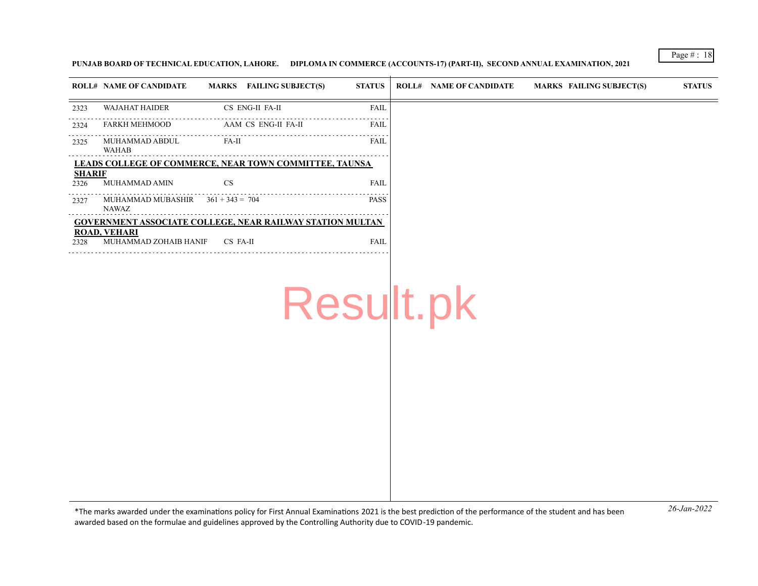PUNJAB BOARD OF TECHNICAL EDUCATION, LAHORE. DIPLOMA IN COMMERCE (ACCOUNTS-17) (PART-II), SECOND ANNUAL EXAMINATION, 2021

| ROLL# | NAME OF CANDIDATE | MARKS | FAILING SUBJECT(S) | STATUS |
|---|---|---|---|---|
| 2323 | WAJAHAT HAIDER | | CS ENG-II FA-II | FAIL |
| 2324 | FARKH MEHMOOD | | AAM CS ENG-II FA-II | FAIL |
| 2325 | MUHAMMAD ABDUL WAHAB | | FA-II | FAIL |
| **LEADS COLLEGE OF COMMERCE, NEAR TOWN COMMITTEE, TAUNSA SHARIF** | | | | |
| 2326 | MUHAMMAD AMIN | | CS | FAIL |
| 2327 | MUHAMMAD MUBASHIR NAWAZ | 361 + 343 = 704 | | PASS |
| **GOVERNMENT ASSOCIATE COLLEGE, NEAR RAILWAY STATION MULTAN ROAD, VEHARI** | | | | |
| 2328 | MUHAMMAD ZOHAIB HANIF | | CS FA-II | FAIL |

*The marks awarded under the examinations policy for First Annual Examinations 2021 is the best prediction of the performance of the student and has been awarded based on the formulae and guidelines approved by the Controlling Authority due to COVID-19 pandemic.

*26-Jan-2022*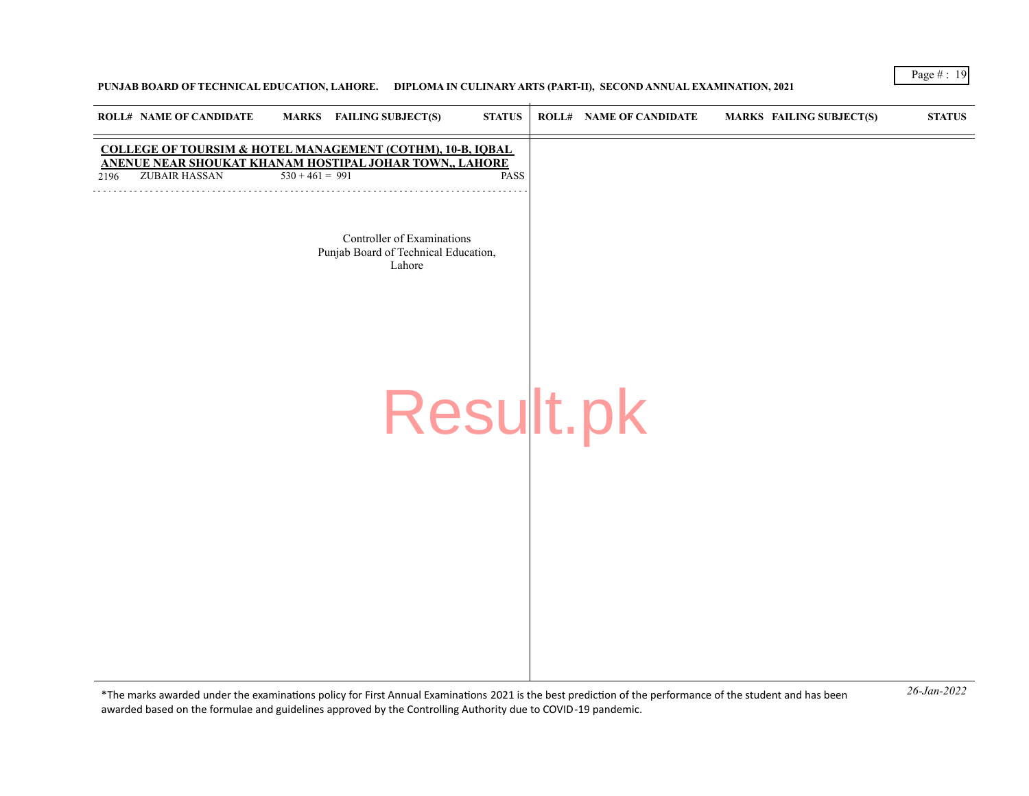**PUNJAB BOARD OF TECHNICAL EDUCATION, LAHORE.     DIPLOMA IN CULINARY ARTS (PART-II), SECOND ANNUAL EXAMINATION, 2021**

| ROLL# | NAME OF CANDIDATE | MARKS | FAILING SUBJECT(S) | STATUS |
|---|---|---|---|---|
| **COLLEGE OF TOURSIM & HOTEL MANAGEMENT (COTHM), 10-B, IQBAL ANENUE NEAR SHOUKAT KHANAM HOSTIPAL JOHAR TOWN,, LAHORE** | | | | |
| 2196 | ZUBAIR HASSAN | 530 + 461 = 991 | | PASS |

Controller of Examinations
Punjab Board of Technical Education,
Lahore

*The marks awarded under the examinations policy for First Annual Examinations 2021 is the best prediction of the performance of the student and has been awarded based on the formulae and guidelines approved by the Controlling Authority due to COVID-19 pandemic.

*26-Jan-2022*